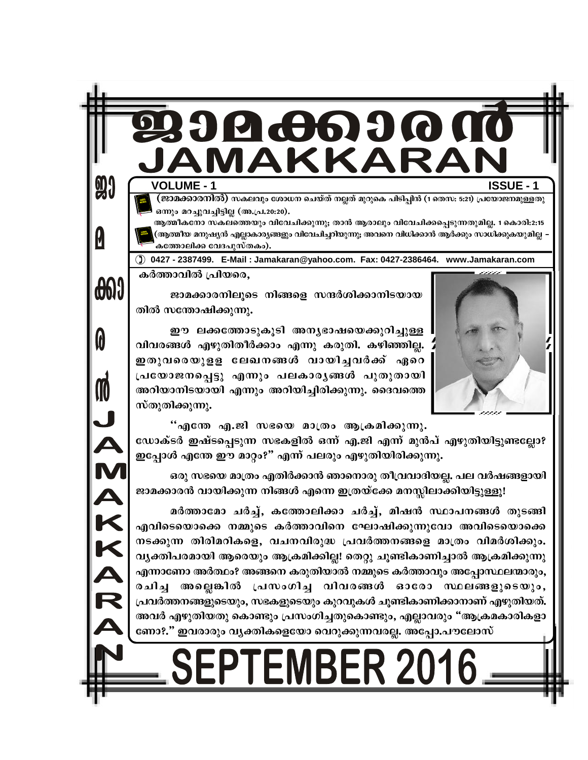# ജാമക്കാരൻ
# JAMAKKARAN

**VOLUME - 1** **ISSUE - 1**

**(ജാമക്കാരനിൽ)** സകലവും ശോധന ചെയ്ത് നല്ലത് മുറുകെ പിടിപ്പിൻ (1 തെസ: 5:21) പ്രയോജനമുള്ളതു ഒന്നും മറച്ചുവച്ചിട്ടില്ല (അ.പ്ര.20:20).

ആത്മീകനോ സകലത്തെയും വിവേചിക്കുന്നു; താൻ ആരാലും വിവേചിക്കപ്പെടുന്നതുമില്ല. 1 കൊരി:2:15 (ആത്മീയ മനുഷ്യൻ എല്ലാകാര്യങ്ങളും വിവേചിച്ചറിയുന്നു; അവനെ വിധിക്കാൻ ആർക്കും സാധിക്കുകയുമില്ല – കത്തോലിക്ക വേദപുസ്തകം).

0427 - 2387499. E-Mail : Jamakaran@yahoo.com. Fax: 0427-2386464. www.Jamakaran.com

കർത്താവിൽ പ്രിയരെ,

ജാമക്കാരനിലൂടെ നിങ്ങളെ സന്ദർശിക്കാനിടയായതിൽ സന്തോഷിക്കുന്നു.

ഈ ലക്കത്തോടുകൂടി അന്യഭാഷയെക്കുറിച്ചുള്ള വിവരങ്ങൾ എഴുതിതീർക്കാം എന്നു കരുതി. കഴിഞ്ഞില്ല. ഇതുവരെയുളള ലേഖനങ്ങൾ വായിച്ചവർക്ക് ഏറെ പ്രയോജനപ്പെട്ടു എന്നും പലകാര്യങ്ങൾ പുതുതായി അറിയാനിടയായി എന്നും അറിയിച്ചിരിക്കുന്നു. ദൈവത്തെ സ്തുതിക്കുന്നു.

''എന്തേ എ.ജി സഭയെ മാത്രം ആക്രമിക്കുന്നു. ഡോക്ടർ ഇഷ്ടപ്പെടുന്ന സഭകളിൽ ഒന്ന് എ.ജി എന്ന് മുൻപ് എഴുതിയിട്ടുണ്ടല്ലോ? ഇപ്പോൾ എന്തേ ഈ മാറ്റം?'' എന്ന് പലരും എഴുതിയിരിക്കുന്നു.

ഒരു സഭയെ മാത്രം എതിർക്കാൻ ഞാനൊരു തീവ്രവാദിയല്ല. പല വർഷങ്ങളായി ജാമക്കാരൻ വായിക്കുന്ന നിങ്ങൾ എന്നെ ഇത്രയ്ക്കേ മനസ്സിലാക്കിയിട്ടുള്ളൂ!

മർത്താമോ ചർച്ച്, കത്തോലിക്കാ ചർച്ച്, മിഷൻ സ്ഥാപനങ്ങൾ തുടങ്ങി എവിടെയൊക്കെ നമ്മുടെ കർത്താവിനെ ഘോഷിക്കുന്നുവോ അവിടെയൊക്കെ നടക്കുന്ന തിരിമറികളെ, വചനവിരുദ്ധ പ്രവർത്തനങ്ങളെ മാത്രം വിമർശിക്കും. വ്യക്തിപരമായി ആരെയും ആക്രമിക്കില്ല! തെറ്റു ചൂണ്ടികാണിച്ചാൽ ആക്രമിക്കുന്നു എന്നാണോ അർത്ഥം? അങ്ങനെ കരുതിയാൽ നമ്മുടെ കർത്താവും അപ്പോസ്ഥലന്മാരും, രചിച്ച അല്ലെങ്കിൽ പ്രസംഗിച്ച വിവരങ്ങൾ ഓരോ സ്ഥലങ്ങളുടെയും, പ്രവർത്തനങ്ങളുടെയും, സഭകളുടെയും കുറവുകൾ ചൂണ്ടികാണിക്കാനാണ് എഴുതിയത്. അവർ എഴുതിയതു കൊണ്ടും പ്രസംഗിച്ചതുകൊണ്ടും, എല്ലാവരും ''ആക്രമകാരികളാണോ?.'' ഇവരാരും വ്യക്തികളെയോ വെറുക്കുന്നവരല്ല. അപ്പോ.പൗലോസ്

# SEPTEMBER 2016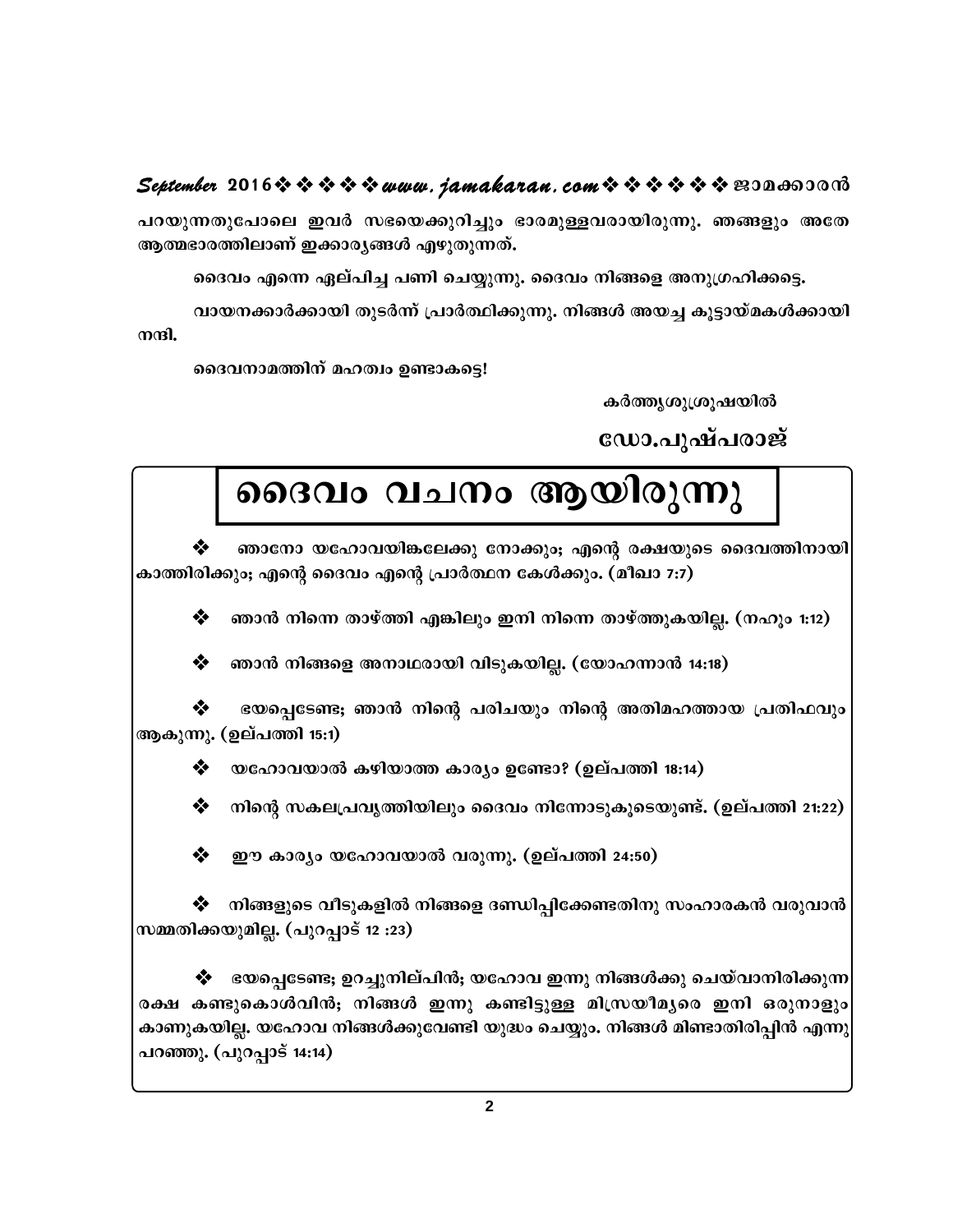പറയുന്നതുപോലെ ഇവർ സഭയെക്കുറിച്ചും ഭാരമുള്ളവരായിരുന്നു. ഞങ്ങളും അതേ ആത്മഭാരത്തിലാണ് ഇക്കാര്യങ്ങൾ എഴുതുന്നത്.

ദൈവം എന്നെ ഏല്പിച്ച പണി ചെയ്യുന്നു. ദൈവം നിങ്ങളെ അനുഗ്രഹിക്കട്ടെ.

വായനക്കാർക്കായി തുടർന്ന് പ്രാർത്ഥിക്കുന്നു. നിങ്ങൾ അയച്ച കൂട്ടായ്മകൾക്കായി നന്ദി.

ദൈവനാമത്തിന് മഹത്വം ഉണ്ടാകട്ടെ!

കർത്തൃശുശ്രൂഷയിൽ

**ഡോ.പുഷ്പരാജ്**

# ദൈവം വചനം ആയിരുന്നു

❖ ഞാനോ യഹോവയിങ്കലേക്കു നോക്കും; എന്റെ രക്ഷയുടെ ദൈവത്തിനായി കാത്തിരിക്കും; എന്റെ ദൈവം എന്റെ പ്രാർത്ഥന കേൾക്കും. (മീഖാ 7:7)

❖ ഞാൻ നിന്നെ താഴ്ത്തി എങ്കിലും ഇനി നിന്നെ താഴ്ത്തുകയില്ല. (നഹൂം 1:12)

❖ ഞാൻ നിങ്ങളെ അനാഥരായി വിടുകയില്ല. (യോഹന്നാൻ 14:18)

❖ ഭയപ്പെടേണ്ട; ഞാൻ നിന്റെ പരിചയും നിന്റെ അതിമഹത്തായ പ്രതിഫലവും ആകുന്നു. (ഉല്പത്തി 15:1)

❖ യഹോവയാൽ കഴിയാത്ത കാര്യം ഉണ്ടോ? (ഉല്പത്തി 18:14)

❖ നിന്റെ സകലപ്രവൃത്തിയിലും ദൈവം നിന്നോടുകൂടെയുണ്ട്. (ഉല്പത്തി 21:22)

❖ ഈ കാര്യം യഹോവയാൽ വരുന്നു. (ഉല്പത്തി 24:50)

❖ നിങ്ങളുടെ വീടുകളിൽ നിങ്ങളെ ദണ്ഡിപ്പിക്കേണ്ടതിനു സംഹാരകൻ വരുവാൻ സമ്മതിക്കയുമില്ല. (പുറപ്പാട് 12 :23)

❖ ഭയപ്പെടേണ്ട; ഉറച്ചുനില്പിൻ; യഹോവ ഇന്നു നിങ്ങൾക്കു ചെയ്‌വാനിരിക്കുന്ന രക്ഷ കണ്ടുകൊൾവിൻ; നിങ്ങൾ ഇന്നു കണ്ടിട്ടുള്ള മിസ്രയീമ്യരെ ഇനി ഒരുനാളും കാണുകയില്ല. യഹോവ നിങ്ങൾക്കുവേണ്ടി യുദ്ധം ചെയ്യും. നിങ്ങൾ മിണ്ടാതിരിപ്പിൻ എന്നു പറഞ്ഞു. (പുറപ്പാട് 14:14)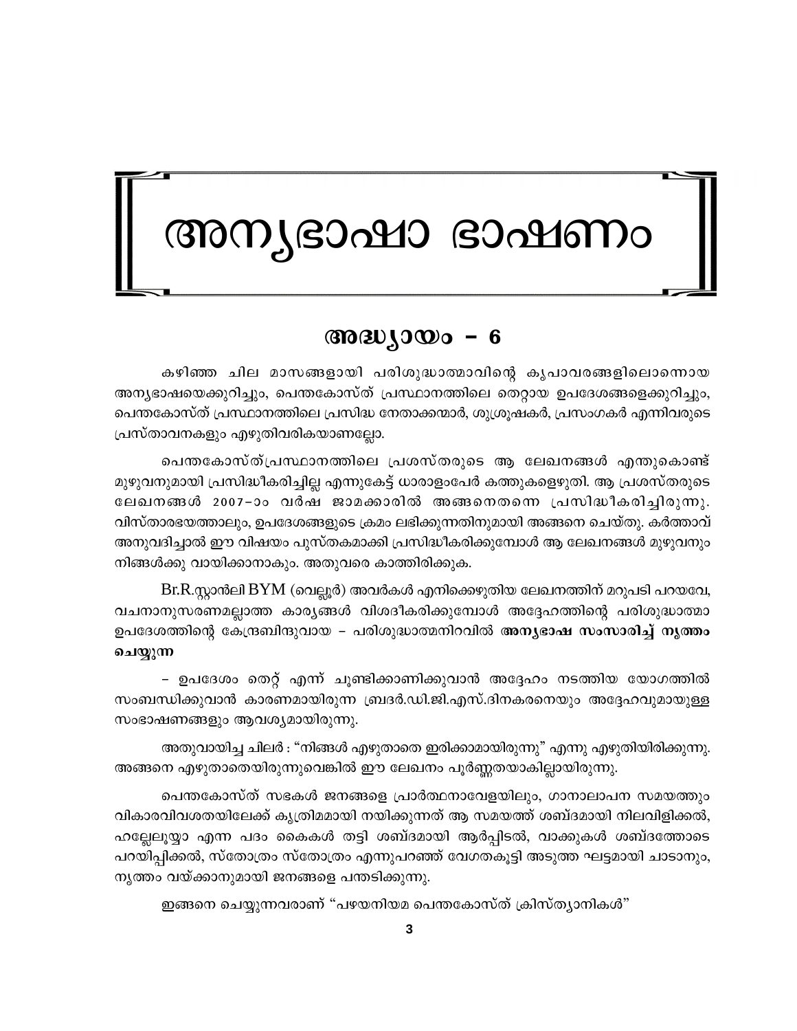# അന്യഭാഷാ ഭാഷണം

## അദ്ധ്യായം - 6

കഴിഞ്ഞ ചില മാസങ്ങളായി പരിശുദ്ധാത്മാവിന്റെ കൃപാവരങ്ങളിലൊന്നായ അന്യഭാഷയെക്കുറിച്ചും, പെന്തകോസ്ത് പ്രസ്ഥാനത്തിലെ തെറ്റായ ഉപദേശങ്ങളെക്കുറിച്ചും, പെന്തകോസ്ത് പ്രസ്ഥാനത്തിലെ പ്രസിദ്ധ നേതാക്കന്മാർ, ശുശ്രൂഷകർ, പ്രസംഗകർ എന്നിവരുടെ പ്രസ്താവനകളും എഴുതിവരികയാണല്ലോ.

പെന്തകോസ്ത്പ്രസ്ഥാനത്തിലെ പ്രശസ്തരുടെ ആ ലേഖനങ്ങൾ എന്തുകൊണ്ട് മുഴുവനുമായി പ്രസിദ്ധീകരിച്ചില്ല എന്നുകേട്ട് ധാരാളംപേർ കത്തുകളെഴുതി. ആ പ്രശസ്തരുടെ ലേഖനങ്ങൾ 2007-ാം വർഷ ജാമക്കാരിൽ അങ്ങനെതന്നെ പ്രസിദ്ധീകരിച്ചിരുന്നു. വിസ്താരഭയത്താലും, ഉപദേശങ്ങളുടെ ക്രമം ലഭിക്കുന്നതിനുമായി അങ്ങനെ ചെയ്തു. കർത്താവ് അനുവദിച്ചാൽ ഈ വിഷയം പുസ്തകമാക്കി പ്രസിദ്ധീകരിക്കുമ്പോൾ ആ ലേഖനങ്ങൾ മുഴുവനും നിങ്ങൾക്കു വായിക്കാനാകും. അതുവരെ കാത്തിരിക്കുക.

Br.R.സ്റ്റാൻലി BYM (വെല്ലൂർ) അവർകൾ എനിക്കെഴുതിയ ലേഖനത്തിന് മറുപടി പറയവേ, വചനാനുസരണമല്ലാത്ത കാര്യങ്ങൾ വിശദീകരിക്കുമ്പോൾ അദ്ദേഹത്തിന്റെ പരിശുദ്ധാത്മാ ഉപദേശത്തിന്റെ കേന്ദ്രബിന്ദുവായ - പരിശുദ്ധാത്മനിറവിൽ **അന്യഭാഷ സംസാരിച്ച് നൃത്തം ചെയ്യുന്ന**

- ഉപദേശം തെറ്റ് എന്ന് ചൂണ്ടിക്കാണിക്കുവാൻ അദ്ദേഹം നടത്തിയ യോഗത്തിൽ സംബന്ധിക്കുവാൻ കാരണമായിരുന്ന ബ്രദർ.ഡി.ജി.എസ്.ദിനകരനെയും അദ്ദേഹവുമായുള്ള സംഭാഷണങ്ങളും ആവശ്യമായിരുന്നു.

അതുവായിച്ച ചിലർ : "നിങ്ങൾ എഴുതാതെ ഇരിക്കാമായിരുന്നു" എന്നു എഴുതിയിരിക്കുന്നു. അങ്ങനെ എഴുതാതെയിരുന്നുവെങ്കിൽ ഈ ലേഖനം പൂർണ്ണതയാകില്ലായിരുന്നു.

പെന്തകോസ്ത് സഭകൾ ജനങ്ങളെ പ്രാർത്ഥനാവേളയിലും, ഗാനാലാപന സമയത്തും വികാരവിവശതയിലേക്ക് കൃത്രിമമായി നയിക്കുന്നത് ആ സമയത്ത് ശബ്ദമായി നിലവിളിക്കൽ, ഹല്ലേലൂയ്യാ എന്ന പദം കൈകൾ തട്ടി ശബ്ദമായി ആർപ്പിടൽ, വാക്കുകൾ ശബ്ദത്തോടെ പറയിപ്പിക്കൽ, സ്തോത്രം സ്തോത്രം എന്നുപറഞ്ഞ് വേഗതകൂട്ടി അടുത്ത ഘട്ടമായി ചാടാനും, നൃത്തം വയ്ക്കാനുമായി ജനങ്ങളെ പന്തടിക്കുന്നു.

ഇങ്ങനെ ചെയ്യുന്നവരാണ് "പഴയനിയമ പെന്തകോസ്ത് ക്രിസ്ത്യാനികൾ"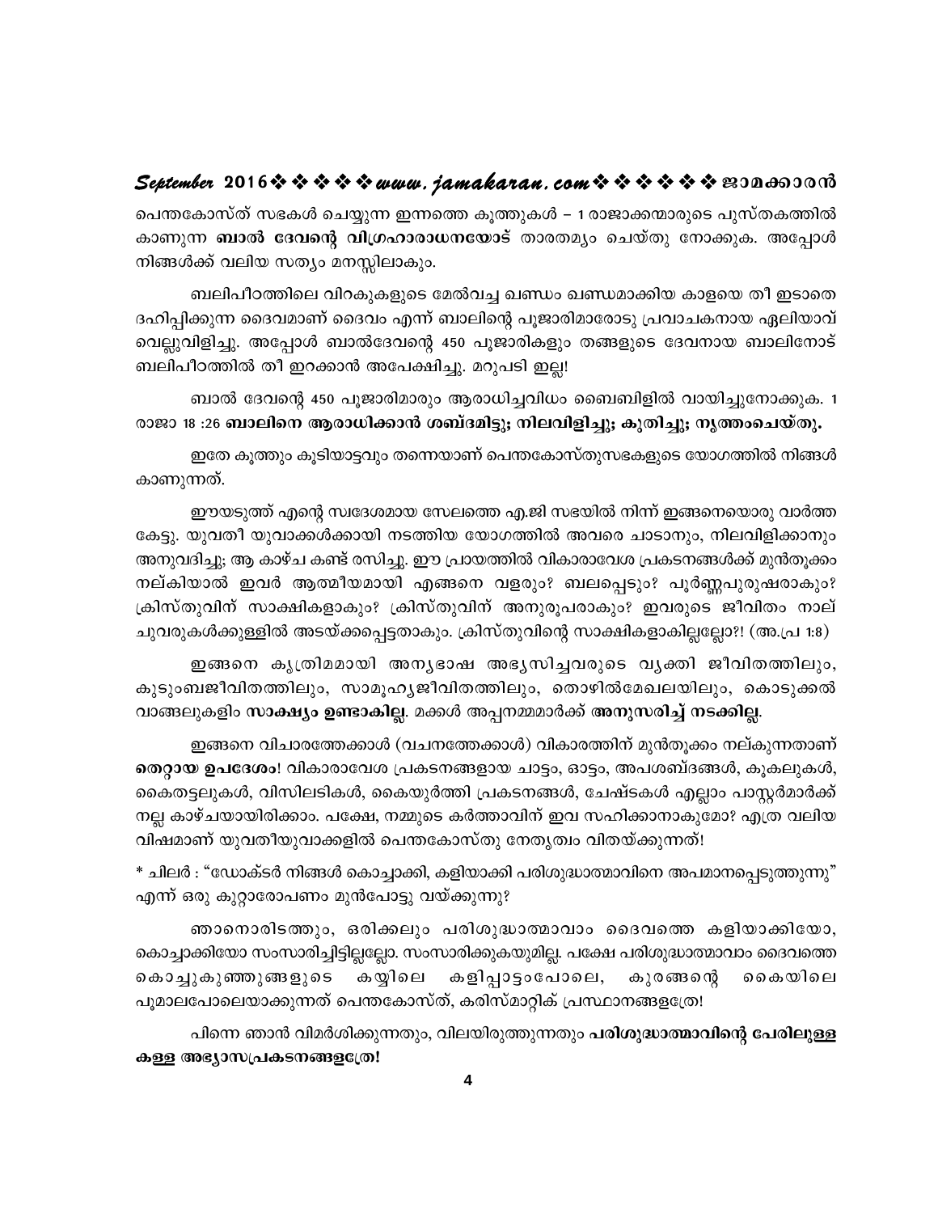പെന്തകോസ്ത് സഭകൾ ചെയ്യുന്ന ഇന്നത്തെ കൂത്തുകൾ – 1 രാജാക്കന്മാരുടെ പുസ്തകത്തിൽ കാണുന്ന **ബാൽ ദേവന്റെ വിഗ്രഹാരാധനയോട്** താരതമ്യം ചെയ്തു നോക്കുക. അപ്പോൾ നിങ്ങൾക്ക് വലിയ സത്യം മനസ്സിലാകും.

ബലിപീഠത്തിലെ വിറകുകളുടെ മേൽവച്ച ഖണ്ഡം ഖണ്ഡമാക്കിയ കാളയെ തീ ഇടാതെ ദഹിപ്പിക്കുന്ന ദൈവമാണ് ദൈവം എന്ന് ബാലിന്റെ പൂജാരിമാരോടു പ്രവാചകനായ ഏലിയാവ് വെല്ലുവിളിച്ചു. അപ്പോൾ ബാൽദേവന്റെ 450 പൂജാരികളും തങ്ങളുടെ ദേവനായ ബാലിനോട് ബലിപീഠത്തിൽ തീ ഇറക്കാൻ അപേക്ഷിച്ചു. മറുപടി ഇല്ല!

ബാൽ ദേവന്റെ 450 പൂജാരിമാരും ആരാധിച്ചവിധം ബൈബിളിൽ വായിച്ചുനോക്കുക. 1 രാജാ 18 :26 **ബാലിനെ ആരാധിക്കാൻ ശബ്ദമിട്ടു; നിലവിളിച്ചു; കുതിച്ചു; നൃത്തംചെയ്തു.**

ഇതേ കൂത്തും കൂടിയാട്ടവും തന്നെയാണ് പെന്തകോസ്തുസഭകളുടെ യോഗത്തിൽ നിങ്ങൾ കാണുന്നത്.

ഈയടുത്ത് എന്റെ സ്വദേശമായ സേലത്തെ എ.ജി സഭയിൽ നിന്ന് ഇങ്ങനെയൊരു വാർത്ത കേട്ടു. യുവതീ യുവാക്കൾക്കായി നടത്തിയ യോഗത്തിൽ അവരെ ചാടാനും, നിലവിളിക്കാനും അനുവദിച്ചു; ആ കാഴ്ച കണ്ട് രസിച്ചു. ഈ പ്രായത്തിൽ വികാരാവേശ പ്രകടനങ്ങൾക്ക് മുൻതൂക്കം നല്കിയാൽ ഇവർ ആത്മീയമായി എങ്ങനെ വളരും? ബലപ്പെടും? പൂർണ്ണപുരുഷരാകും? ക്രിസ്തുവിന് സാക്ഷികളാകും? ക്രിസ്തുവിന് അനുരൂപരാകും? ഇവരുടെ ജീവിതം നാല് ചുവരുകൾക്കുള്ളിൽ അടയ്ക്കപ്പെട്ടതാകും. ക്രിസ്തുവിന്റെ സാക്ഷികളാകില്ലല്ലോ?! (അ.പ്ര 1:8)

ഇങ്ങനെ കൃത്രിമമായി അന്യഭാഷ അഭ്യസിച്ചവരുടെ വ്യക്തി ജീവിതത്തിലും, കുടുംബജീവിതത്തിലും, സാമൂഹ്യജീവിതത്തിലും, തൊഴിൽമേഖലയിലും, കൊടുക്കൽ വാങ്ങലുകളിം **സാക്ഷ്യം ഉണ്ടാകില്ല**. മക്കൾ അപ്പനമ്മമാർക്ക് **അനുസരിച്ച് നടക്കില്ല**.

ഇങ്ങനെ വിചാരത്തേക്കാൾ (വചനത്തേക്കാൾ) വികാരത്തിന് മുൻതൂക്കം നല്കുന്നതാണ് **തെറ്റായ ഉപദേശം**! വികാരാവേശ പ്രകടനങ്ങളായ ചാട്ടം, ഓട്ടം, അപശബ്ദങ്ങൾ, കൂകലുകൾ, കൈതട്ടലുകൾ, വിസിലടികൾ, കൈയുർത്തി പ്രകടനങ്ങൾ, ചേഷ്ടകൾ എല്ലാം പാസ്റ്റർമാർക്ക് നല്ല കാഴ്ചയായിരിക്കാം. പക്ഷേ, നമ്മുടെ കർത്താവിന് ഇവ സഹിക്കാനാകുമോ? എത്ര വലിയ വിഷമാണ് യുവതീയുവാക്കളിൽ പെന്തകോസ്തു നേതൃത്വം വിതയ്ക്കുന്നത്!

* ചിലർ : "ഡോക്ടർ നിങ്ങൾ കൊച്ചാക്കി, കളിയാക്കി പരിശുദ്ധാത്മാവിനെ അപമാനപ്പെടുത്തുന്നു" എന്ന് ഒരു കുറ്റാരോപണം മുൻപോട്ടു വയ്ക്കുന്നു?

ഞാനൊരിടത്തും, ഒരിക്കലും പരിശുദ്ധാത്മാവാം ദൈവത്തെ കളിയാക്കിയോ, കൊച്ചാക്കിയോ സംസാരിച്ചിട്ടില്ലല്ലോ. സംസാരിക്കുകയുമില്ല. പക്ഷേ പരിശുദ്ധാത്മാവാം ദൈവത്തെ കൊച്ചുകുഞ്ഞുങ്ങളുടെ കയ്യിലെ കളിപ്പാട്ടംപോലെ, കുരങ്ങന്റെ കൈയിലെ പൂമാലപോലെയാക്കുന്നത് പെന്തകോസ്ത്, കരിസ്മാറ്റിക് പ്രസ്ഥാനങ്ങളത്രേ!

പിന്നെ ഞാൻ വിമർശിക്കുന്നതും, വിലയിരുത്തുന്നതും **പരിശുദ്ധാത്മാവിന്റെ പേരിലുള്ള കള്ള അഭ്യാസപ്രകടനങ്ങളത്രേ!**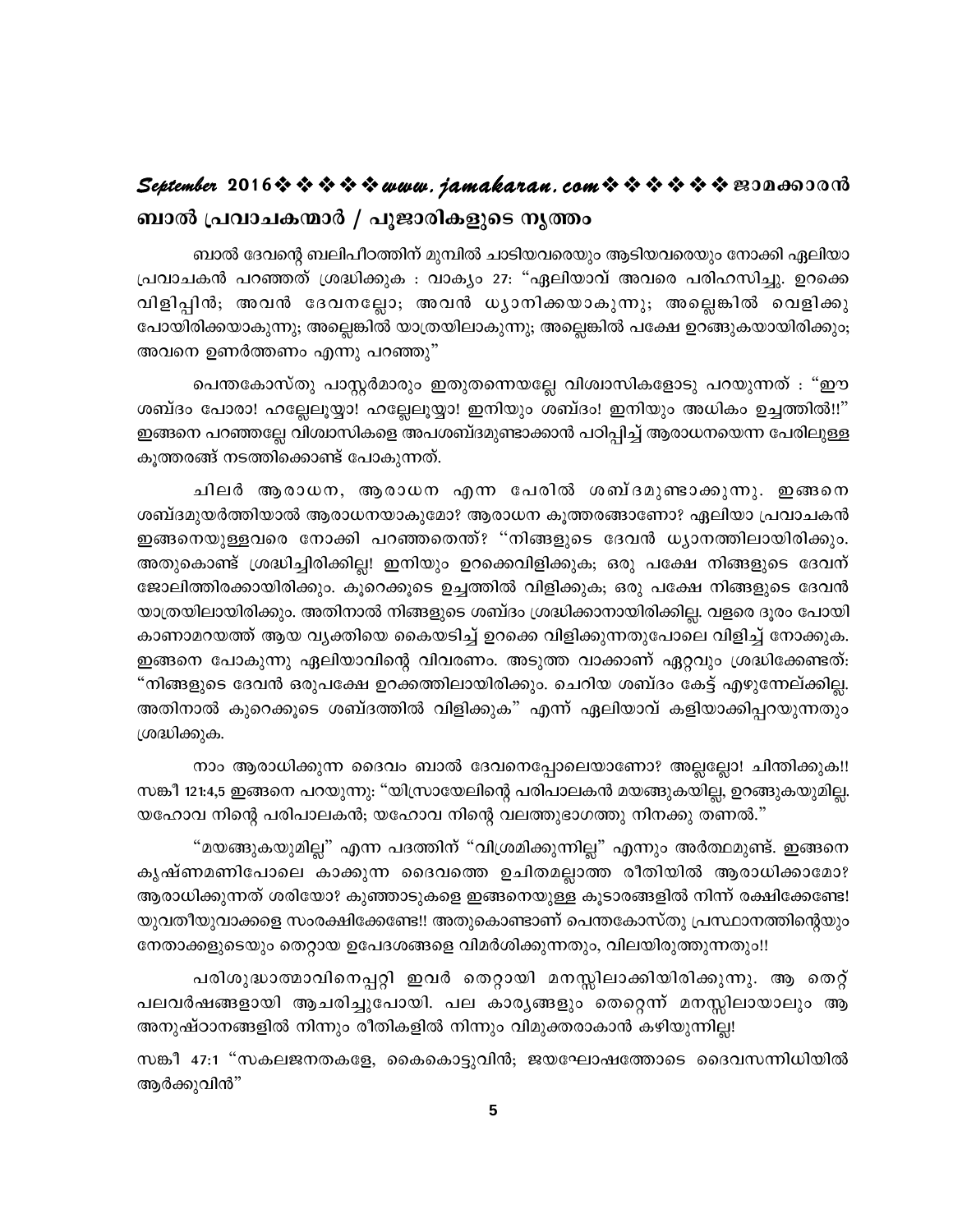## ബാൽ പ്രവാചകന്മാർ / പൂജാരികളുടെ നൃത്തം

ബാൽ ദേവന്റെ ബലിപീഠത്തിന് മുമ്പിൽ ചാടിയവരെയും ആടിയവരെയും നോക്കി ഏലിയാ പ്രവാചകൻ പറഞ്ഞത് ശ്രദ്ധിക്കുക : വാക്യം 27: "ഏലിയാവ് അവരെ പരിഹസിച്ചു. ഉറക്കെ വിളിപ്പിൻ; അവൻ ദേവനല്ലോ; അവൻ ധ്യാനിക്കയാകുന്നു; അല്ലെങ്കിൽ വെളിക്കു പോയിരിക്കയാകുന്നു; അല്ലെങ്കിൽ യാത്രയിലാകുന്നു; അല്ലെങ്കിൽ പക്ഷേ ഉറങ്ങുകയായിരിക്കും; അവനെ ഉണർത്തണം എന്നു പറഞ്ഞു"

പെന്തകോസ്തു പാസ്റ്റർമാരും ഇതുതന്നെയല്ലേ വിശ്വാസികളോടു പറയുന്നത് : "ഈ ശബ്ദം പോരാ! ഹല്ലേലൂയ്യാ! ഹല്ലേലൂയ്യാ! ഇനിയും ശബ്ദം! ഇനിയും അധികം ഉച്ചത്തിൽ!!" ഇങ്ങനെ പറഞ്ഞല്ലേ വിശ്വാസികളെ അപശബ്ദമുണ്ടാക്കാൻ പഠിപ്പിച്ച് ആരാധനയെന്ന പേരിലുള്ള കൂത്തരങ്ങ് നടത്തിക്കൊണ്ട് പോകുന്നത്.

ചിലർ ആരാധന, ആരാധന എന്ന പേരിൽ ശബ്ദമുണ്ടാക്കുന്നു. ഇങ്ങനെ ശബ്ദമുയർത്തിയാൽ ആരാധനയാകുമോ? ആരാധന കൂത്തരങ്ങാണോ? ഏലിയാ പ്രവാചകൻ ഇങ്ങനെയുള്ളവരെ നോക്കി പറഞ്ഞതെന്ത്? "നിങ്ങളുടെ ദേവൻ ധ്യാനത്തിലായിരിക്കും. അതുകൊണ്ട് ശ്രദ്ധിച്ചിരിക്കില്ല! ഇനിയും ഉറക്കെവിളിക്കുക; ഒരു പക്ഷേ നിങ്ങളുടെ ദേവന് ജോലിത്തിരക്കായിരിക്കും. കൂറെക്കൂടെ ഉച്ചത്തിൽ വിളിക്കുക; ഒരു പക്ഷേ നിങ്ങളുടെ ദേവൻ യാത്രയിലായിരിക്കും. അതിനാൽ നിങ്ങളുടെ ശബ്ദം ശ്രദ്ധിക്കാനായിരിക്കില്ല. വളരെ ദൂരം പോയി കാണാമറയത്ത് ആയ വ്യക്തിയെ കൈയടിച്ച് ഉറക്കെ വിളിക്കുന്നതുപോലെ വിളിച്ച് നോക്കുക. ഇങ്ങനെ പോകുന്നു ഏലിയാവിന്റെ വിവരണം. അടുത്ത വാക്കാണ് ഏറ്റവും ശ്രദ്ധിക്കേണ്ടത്: "നിങ്ങളുടെ ദേവൻ ഒരുപക്ഷേ ഉറക്കത്തിലായിരിക്കും. ചെറിയ ശബ്ദം കേട്ട് എഴുന്നേല്ക്കില്ല. അതിനാൽ കുറെക്കൂടെ ശബ്ദത്തിൽ വിളിക്കുക" എന്ന് ഏലിയാവ് കളിയാക്കിപ്പറയുന്നതും ശ്രദ്ധിക്കുക.

നാം ആരാധിക്കുന്ന ദൈവം ബാൽ ദേവനെപ്പോലെയാണോ? അല്ലല്ലോ! ചിന്തിക്കുക!! സങ്കീ 121:4,5 ഇങ്ങനെ പറയുന്നു: "യിസ്രായേലിന്റെ പരിപാലകൻ മയങ്ങുകയില്ല, ഉറങ്ങുകയുമില്ല. യഹോവ നിന്റെ പരിപാലകൻ; യഹോവ നിന്റെ വലത്തുഭാഗത്തു നിനക്കു തണൽ."

"മയങ്ങുകയുമില്ല" എന്ന പദത്തിന് "വിശ്രമിക്കുന്നില്ല" എന്നും അർത്ഥമുണ്ട്. ഇങ്ങനെ കൃഷ്ണമണിപോലെ കാക്കുന്ന ദൈവത്തെ ഉചിതമല്ലാത്ത രീതിയിൽ ആരാധിക്കാമോ? ആരാധിക്കുന്നത് ശരിയോ? കുഞ്ഞാടുകളെ ഇങ്ങനെയുള്ള കൂടാരങ്ങളിൽ നിന്ന് രക്ഷിക്കേണ്ടേ! യുവതീയുവാക്കളെ സംരക്ഷിക്കേണ്ടേ!! അതുകൊണ്ടാണ് പെന്തകോസ്തു പ്രസ്ഥാനത്തിന്റെയും നേതാക്കളുടെയും തെറ്റായ ഉപദേശങ്ങളെ വിമർശിക്കുന്നതും, വിലയിരുത്തുന്നതും!!

പരിശുദ്ധാത്മാവിനെപ്പറ്റി ഇവർ തെറ്റായി മനസ്സിലാക്കിയിരിക്കുന്നു. ആ തെറ്റ് പലവർഷങ്ങളായി ആചരിച്ചുപോയി. പല കാര്യങ്ങളും തെറ്റെന്ന് മനസ്സിലായാലും ആ അനുഷ്ഠാനങ്ങളിൽ നിന്നും രീതികളിൽ നിന്നും വിമുക്തരാകാൻ കഴിയുന്നില്ല!

സങ്കീ 47:1 "സകലജനതകളേ, കൈകൊട്ടുവിൻ; ജയഘോഷത്തോടെ ദൈവസന്നിധിയിൽ ആർക്കുവിൻ"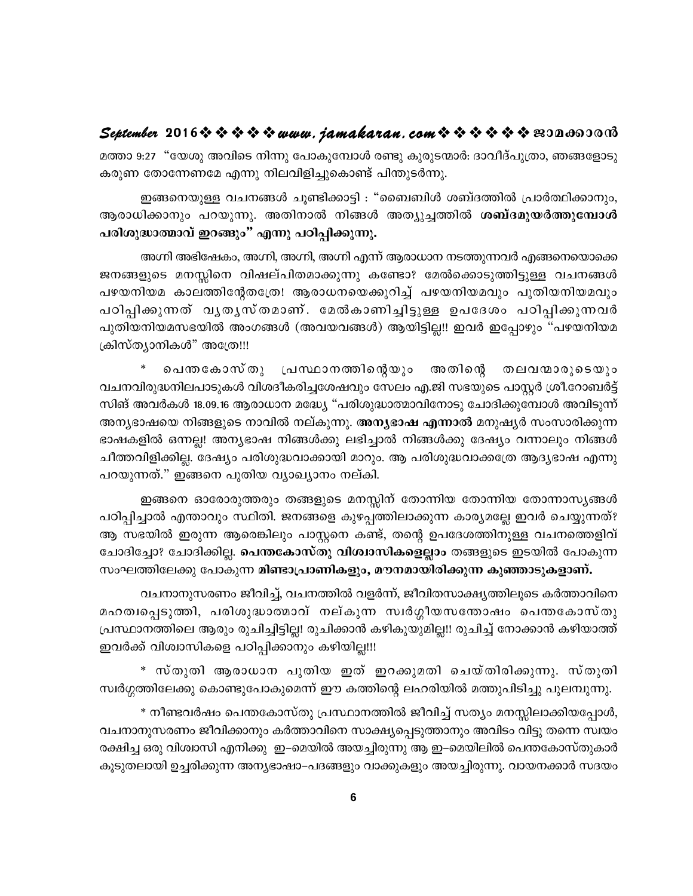മത്താ 9:27 "യേശു അവിടെ നിന്നു പോകുമ്പോൾ രണ്ടു കുരുടന്മാർ: ദാവീദ്പുത്രാ, ഞങ്ങളോടു കരുണ തോന്നേണമേ എന്നു നിലവിളിച്ചുകൊണ്ട് പിന്തുടർന്നു.

ഇങ്ങനെയുള്ള വചനങ്ങൾ ചൂണ്ടിക്കാട്ടി : "ബൈബിൾ ശബ്ദത്തിൽ പ്രാർത്ഥിക്കാനും, ആരാധിക്കാനും പറയുന്നു. അതിനാൽ നിങ്ങൾ അത്യുച്ചത്തിൽ **ശബ്ദമുയർത്തുമ്പോൾ പരിശുദ്ധാത്മാവ് ഇറങ്ങും" എന്നു പഠിപ്പിക്കുന്നു.**

അഗ്നി അഭിഷേകം, അഗ്നി, അഗ്നി, അഗ്നി എന്ന് ആരാധാന നടത്തുന്നവർ എങ്ങനെയൊക്കെ ജനങ്ങളുടെ മനസ്സിനെ വിഷലിപ്തമാക്കുന്നു കണ്ടോ? മേൽക്കൊടുത്തിട്ടുള്ള വചനങ്ങൾ പഴയനിയമ കാലത്തിന്റേതത്രേ! ആരാധനയെക്കുറിച്ച് പഴയനിയമവും പുതിയനിയമവും പഠിപ്പിക്കുന്നത് വ്യത്യസ്തമാണ്. മേൽകാണിച്ചിട്ടുള്ള ഉപദേശം പഠിപ്പിക്കുന്നവർ പുതിയനിയമസഭയിൽ അംഗങ്ങൾ (അവയവങ്ങൾ) ആയിട്ടില്ല!! ഇവർ ഇപ്പോഴും "പഴയനിയമ ക്രിസ്ത്യാനികൾ" അത്രേ!!!

\* പെന്തകോസ്തു പ്രസ്ഥാനത്തിന്റെയും അതിന്റെ തലവന്മാരുടെയും വചനവിരുദ്ധനിലപാടുകൾ വിശദീകരിച്ചശേഷവും സേലം എ.ജി സഭയുടെ പാസ്റ്റർ ശ്രീ.റോബർട്ട് സിങ് അവർകൾ 18.09.16 ആരാധാന മദ്ധ്യേ "പരിശുദ്ധാത്മാവിനോടു ചോദിക്കുമ്പോൾ അവിടുന്ന് അന്യഭാഷയെ നിങ്ങളുടെ നാവിൽ നല്കുന്നു. **അന്യഭാഷ എന്നാൽ** മനുഷ്യർ സംസാരിക്കുന്ന ഭാഷകളിൽ ഒന്നല്ല! അന്യഭാഷ നിങ്ങൾക്കു ലഭിച്ചാൽ നിങ്ങൾക്കു ദേഷ്യം വന്നാലും നിങ്ങൾ ചീത്തവിളിക്കില്ല. ദേഷ്യം പരിശുദ്ധവാക്കായി മാറും. ആ പരിശുദ്ധവാക്കത്രേ ആദ്യഭാഷ എന്നു പറയുന്നത്." ഇങ്ങനെ പുതിയ വ്യാഖ്യാനം നല്കി.

ഇങ്ങനെ ഓരോരുത്തരും തങ്ങളുടെ മനസ്സിന് തോന്നിയ തോന്നിയ തോന്നാസ്യങ്ങൾ പഠിപ്പിച്ചാൽ എന്താവും സ്ഥിതി. ജനങ്ങളെ കുഴപ്പത്തിലാക്കുന്ന കാര്യമല്ലേ ഇവർ ചെയ്യുന്നത്? ആ സഭയിൽ ഇരുന്ന ആരെങ്കിലും പാസ്റ്ററെ കണ്ട്, തന്റെ ഉപദേശത്തിനുള്ള വചനത്തെളിവ് ചോദിച്ചോ? ചോദിക്കില്ല. **പെന്തകോസ്തു വിശ്വാസികളെല്ലാം** തങ്ങളുടെ ഇടയിൽ പോകുന്ന സംഘത്തിലേക്കു പോകുന്ന **മിണ്ടാപ്രാണികളും, മൗനമായിരിക്കുന്ന കുഞ്ഞാടുകളാണ്.**

വചനാനുസരണം ജീവിച്ച്, വചനത്തിൽ വളർന്ന്, ജീവിതസാക്ഷ്യത്തിലൂടെ കർത്താവിനെ മഹത്വപ്പെടുത്തി, പരിശുദ്ധാത്മാവ് നല്കുന്ന സ്വർഗ്ഗീയസന്തോഷം പെന്തകോസ്തു പ്രസ്ഥാനത്തിലെ ആരും രുചിച്ചിട്ടില്ല! രുചിക്കാൻ കഴികുയുമില്ല!! രുചിച്ച് നോക്കാൻ കഴിയാത്ത് ഇവർക്ക് വിശ്വാസികളെ പഠിപ്പിക്കാനും കഴിയില്ല!!!

\* സ്തുതി ആരാധാന പുതിയ ഇത് ഇറക്കുമതി ചെയ്തിരിക്കുന്നു. സ്തുതി സ്വർഗ്ഗത്തിലേക്കു കൊണ്ടുപോകുമെന്ന് ഈ കത്തിന്റെ ലഹരിയിൽ മത്തുപിടിച്ചു പുലമ്പുന്നു.

\* നീണ്ടവർഷം പെന്തകോസ്തു പ്രസ്ഥാനത്തിൽ ജീവിച്ച് സത്യം മനസ്സിലാക്കിയപ്പോൾ, വചനാനുസരണം ജീവിക്കാനും കർത്താവിനെ സാക്ഷ്യപ്പെടുത്താനും അവിടം വിട്ടു തന്നെ സ്വയം രക്ഷിച്ച ഒരു വിശ്വാസി എനിക്കു ഇ–മെയിൽ അയച്ചിരുന്നു ആ ഇ–മെയിലിൽ പെന്തകോസ്തുകാർ കൂടുതലായി ഉച്ചരിക്കുന്ന അന്യഭാഷാ–പദങ്ങളും വാക്കുകളും അയച്ചിരുന്നു. വായനക്കാർ സദയം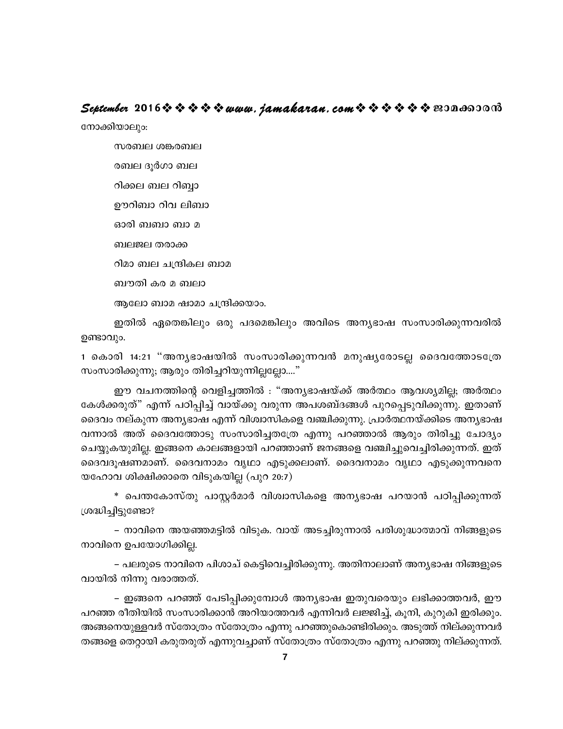നോക്കിയാലും:

സരബല ശങ്കരബല

രബല ദൂർഗാ ബല

റിക്കല ബല റിബ്വാ

ഊറിബാ റിവ ലിബാ

ഓരി ബബാ ബാ മ

ബലജല തരാക്ക

റിമാ ബല ചന്ദ്രികല ബാമ

ബൗതി കര മ ബലാ

ആലോ ബാമ ഷാമാ ചന്ദ്രിക്കയാം.

ഇതിൽ ഏതെങ്കിലും ഒരു പദമെങ്കിലും അവിടെ അന്യഭാഷ സംസാരിക്കുന്നവരിൽ ഉണ്ടാവും.

1 കൊരി 14:21 "അന്യഭാഷയിൽ സംസാരിക്കുന്നവൻ മനുഷ്യരോടല്ല ദൈവത്തോടത്രേ സംസാരിക്കുന്നു; ആരും തിരിച്ചറിയുന്നില്ലല്ലോ...."

ഈ വചനത്തിന്റെ വെളിച്ചത്തിൽ : "അന്യഭാഷയ്ക്ക് അർത്ഥം ആവശ്യമില്ല; അർത്ഥം കേൾക്കരുത്" എന്ന് പഠിപ്പിച്ച് വായ്ക്കു വരുന്ന അപശബ്ദങ്ങൾ പുറപ്പെടുവിക്കുന്നു. ഇതാണ് ദൈവം നല്കുന്ന അന്യഭാഷ എന്ന് വിശ്വാസികളെ വഞ്ചിക്കുന്നു. പ്രാർത്ഥനയ്ക്കിടെ അന്യഭാഷ വന്നാൽ അത് ദൈവത്തോടു സംസാരിച്ചതത്രേ എന്നു പറഞ്ഞാൽ ആരും തിരിച്ചു ചോദ്യം ചെയ്യുകയുമില്ല. ഇങ്ങനെ കാലങ്ങളായി പറഞ്ഞാണ് ജനങ്ങളെ വഞ്ചിച്ചുവെച്ചിരിക്കുന്നത്. ഇത് ദൈവദൂഷണമാണ്. ദൈവനാമം വൃഥാ എടുക്കലാണ്. ദൈവനാമം വൃഥാ എടുക്കുന്നവനെ യഹോവ ശിക്ഷിക്കാതെ വിടുകയില്ല (പുറ 20:7)

* പെന്തകോസ്തു പാസ്റ്റർമാർ വിശ്വാസികളെ അന്യഭാഷ പറയാൻ പഠിപ്പിക്കുന്നത് ശ്രദ്ധിച്ചിട്ടുണ്ടോ?

– നാവിനെ അയഞ്ഞമട്ടിൽ വിടുക. വായ് അടച്ചിരുന്നാൽ പരിശുദ്ധാത്മാവ് നിങ്ങളുടെ നാവിനെ ഉപയോഗിക്കില്ല.

– പലരുടെ നാവിനെ പിശാച് കെട്ടിവെച്ചിരിക്കുന്നു. അതിനാലാണ് അന്യഭാഷ നിങ്ങളുടെ വായിൽ നിന്നു വരാത്തത്.

– ഇങ്ങനെ പറഞ്ഞ് പേടിപ്പിക്കുമ്പോൾ അന്യഭാഷ ഇതുവരെയും ലഭിക്കാത്തവർ, ഈ പറഞ്ഞ രീതിയിൽ സംസാരിക്കാൻ അറിയാത്തവർ എന്നിവർ ലജ്ജിച്ച്, കൂനി, കുറുകി ഇരിക്കും. അങ്ങനെയുള്ളവർ സ്തോത്രം സ്തോത്രം എന്നു പറഞ്ഞുകൊണ്ടിരിക്കും. അടുത്ത് നില്ക്കുന്നവർ തങ്ങളെ തെറ്റായി കരുതരുത് എന്നുവച്ചാണ് സ്തോത്രം സ്തോത്രം എന്നു പറഞ്ഞു നില്ക്കുന്നത്.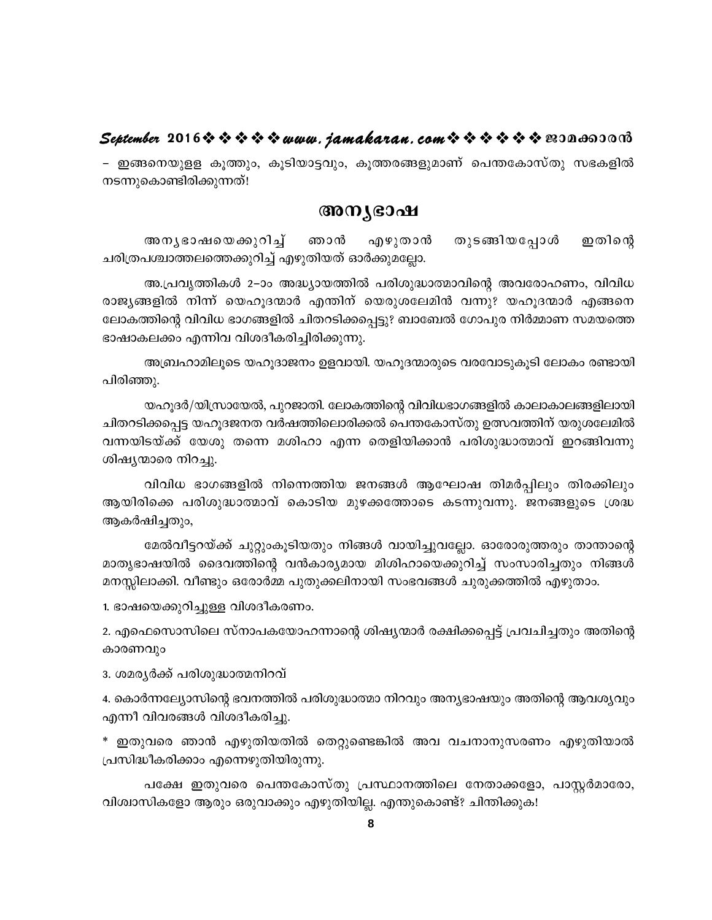– ഇങ്ങനെയുള്ള കൂത്തും, കൂടിയാട്ടവും, കൂത്തരങ്ങളുമാണ് പെന്തകോസ്തു സഭകളിൽ നടന്നുകൊണ്ടിരിക്കുന്നത്!

## അന്യഭാഷ

അന്യഭാഷയെക്കുറിച്ച് ഞാൻ എഴുതാൻ തുടങ്ങിയപ്പോൾ ഇതിന്റെ ചരിത്രപശ്ചാത്തലത്തെക്കുറിച്ച് എഴുതിയത് ഓർക്കുമല്ലോ.

അ.പ്രവൃത്തികൾ 2–ാം അദ്ധ്യായത്തിൽ പരിശുദ്ധാത്മാവിന്റെ അവരോഹണം, വിവിധ രാജ്യങ്ങളിൽ നിന്ന് യെഹൂദന്മാർ എന്തിന് യെരുശലേമിൻ വന്നു? യഹൂദന്മാർ എങ്ങനെ ലോകത്തിന്റെ വിവിധ ഭാഗങ്ങളിൽ ചിതറടിക്കപ്പെട്ടു? ബാബേൽ ഗോപുര നിർമ്മാണ സമയത്തെ ഭാഷാകലക്കം എന്നിവ വിശദീകരിച്ചിരിക്കുന്നു.

അബ്രഹാമിലൂടെ യഹൂദാജനം ഉളവായി. യഹൂദന്മാരുടെ വരവോടുകൂടി ലോകം രണ്ടായി പിരിഞ്ഞു.

യഹൂദർ/യിസ്രായേൽ, പുറജാതി. ലോകത്തിന്റെ വിവിധഭാഗങ്ങളിൽ കാലാകാലങ്ങളിലായി ചിതറടിക്കപ്പെട്ട യഹൂദജനത വർഷത്തിലൊരിക്കൽ പെന്തകോസ്തു ഉത്സവത്തിന് യരുശലേമിൽ വന്നയിടയ്ക്ക് യേശു തന്നെ മശിഹാ എന്ന തെളിയിക്കാൻ പരിശുദ്ധാത്മാവ് ഇറങ്ങിവന്നു ശിഷ്യന്മാരെ നിറച്ചു.

വിവിധ ഭാഗങ്ങളിൽ നിന്നെത്തിയ ജനങ്ങൾ ആഘോഷ തിമർപ്പിലും തിരക്കിലും ആയിരിക്കെ പരിശുദ്ധാത്മാവ് കൊടിയ മുഴക്കത്തോടെ കടന്നുവന്നു. ജനങ്ങളുടെ ശ്രദ്ധ ആകർഷിച്ചതും,

മേൽവീട്ടറയ്ക്ക് ചുറ്റുംകൂടിയതും നിങ്ങൾ വായിച്ചുവല്ലോ. ഓരോരുത്തരും താന്താന്റെ മാതൃഭാഷയിൽ ദൈവത്തിന്റെ വൻകാര്യമായ മിശിഹായെക്കുറിച്ച് സംസാരിച്ചതും നിങ്ങൾ മനസ്സിലാക്കി. വീണ്ടും ഒരോർമ്മ പുതുക്കലിനായി സംഭവങ്ങൾ ചുരുക്കത്തിൽ എഴുതാം.

1. ഭാഷയെക്കുറിച്ചുള്ള വിശദീകരണം.

2. എഫെസൊസിലെ സ്നാപകയോഹന്നാന്റെ ശിഷ്യന്മാർ രക്ഷിക്കപ്പെട്ട് പ്രവചിച്ചതും അതിന്റെ കാരണവും

3. ശമര്യർക്ക് പരിശുദ്ധാത്മനിറവ്

4. കൊർന്നല്യോസിന്റെ ഭവനത്തിൽ പരിശുദ്ധാത്മാ നിറവും അന്യഭാഷയും അതിന്റെ ആവശ്യവും എന്നീ വിവരങ്ങൾ വിശദീകരിച്ചു.

* ഇതുവരെ ഞാൻ എഴുതിയതിൽ തെറ്റുണ്ടെങ്കിൽ അവ വചനാനുസരണം എഴുതിയാൽ പ്രസിദ്ധീകരിക്കാം എന്നെഴുതിയിരുന്നു.

പക്ഷേ ഇതുവരെ പെന്തകോസ്തു പ്രസ്ഥാനത്തിലെ നേതാക്കളോ, പാസ്റ്റർമാരോ, വിശ്വാസികളോ ആരും ഒരുവാക്കും എഴുതിയില്ല. എന്തുകൊണ്ട്? ചിന്തിക്കുക!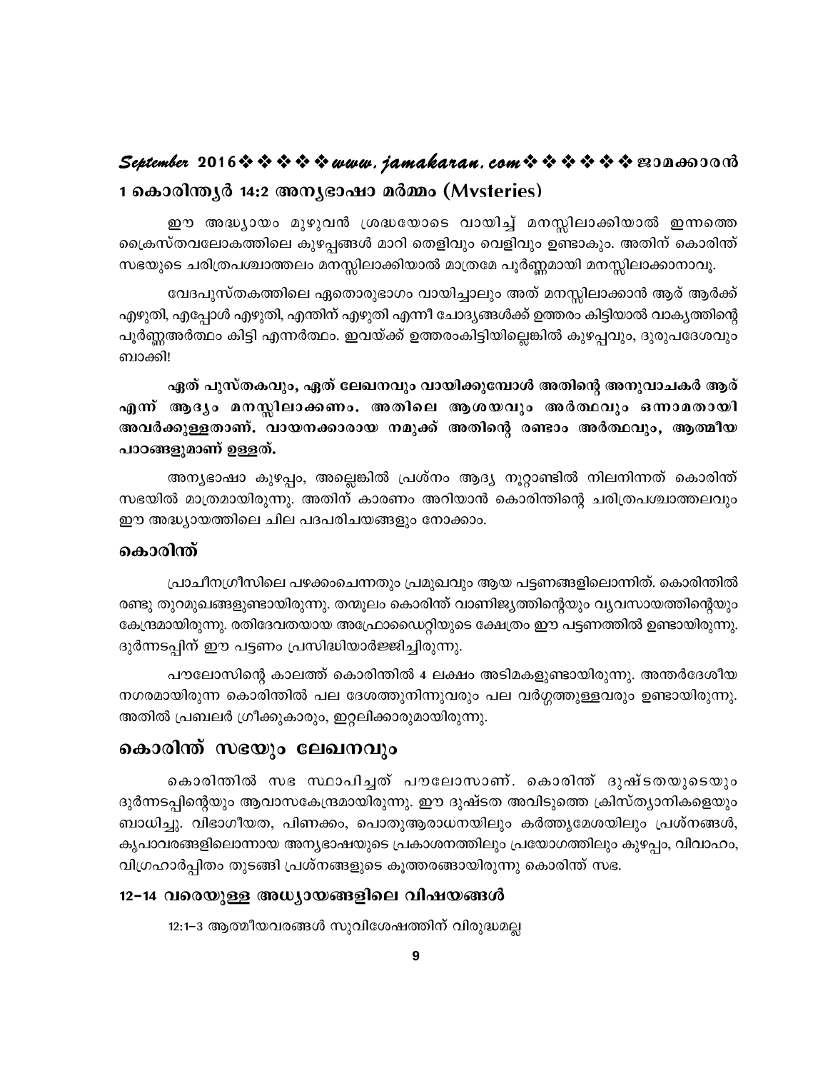## 1 കൊരിന്ത്യർ 14:2 അന്യഭാഷാ മർമ്മം (Mysteries)

ഈ അദ്ധ്യായം മുഴുവൻ ശ്രദ്ധയോടെ വായിച്ച് മനസ്സിലാക്കിയാൽ ഇന്നത്തെ ക്രൈസ്തവലോകത്തിലെ കുഴപ്പങ്ങൾ മാറി തെളിവും വെളിവും ഉണ്ടാകും. അതിന് കൊരിന്ത് സഭയുടെ ചരിത്രപശ്ചാത്തലം മനസ്സിലാക്കിയാൽ മാത്രമേ പൂർണ്ണമായി മനസ്സിലാക്കാനാവൂ.

വേദപുസ്തകത്തിലെ ഏതൊരുഭാഗം വായിച്ചാലും അത് മനസ്സിലാക്കാൻ ആര് ആർക്ക് എഴുതി, എപ്പോൾ എഴുതി, എന്തിന് എഴുതി എന്നീ ചോദ്യങ്ങൾക്ക് ഉത്തരം കിട്ടിയാൽ വാക്യത്തിന്റെ പൂർണ്ണഅർത്ഥം കിട്ടി എന്നർത്ഥം. ഇവയ്ക്ക് ഉത്തരംകിട്ടിയില്ലെങ്കിൽ കുഴപ്പവും, ദുരുപദേശവും ബാക്കി!

**ഏത് പുസ്തകവും, ഏത് ലേഖനവും വായിക്കുമ്പോൾ അതിന്റെ അനുവാചകർ ആര് എന്ന് ആദ്യം മനസ്സിലാക്കണം. അതിലെ ആശയവും അർത്ഥവും ഒന്നാമതായി അവർക്കുള്ളതാണ്. വായനക്കാരായ നമുക്ക് അതിന്റെ രണ്ടാം അർത്ഥവും, ആത്മീയ പാഠങ്ങളുമാണ് ഉള്ളത്.**

അന്യഭാഷാ കുഴപ്പം, അല്ലെങ്കിൽ പ്രശ്നം ആദ്യ നൂറ്റാണ്ടിൽ നിലനിന്നത് കൊരിന്ത് സഭയിൽ മാത്രമായിരുന്നു. അതിന് കാരണം അറിയാൻ കൊരിന്തിന്റെ ചരിത്രപശ്ചാത്തലവും ഈ അദ്ധ്യായത്തിലെ ചില പദപരിചയങ്ങളും നോക്കാം.

### കൊരിന്ത്

പ്രാചീനഗ്രീസിലെ പഴക്കംചെന്നതും പ്രമുഖവും ആയ പട്ടണങ്ങളിലൊന്നിത്. കൊരിന്തിൽ രണ്ടു തുറമുഖങ്ങളുണ്ടായിരുന്നു. തന്മൂലം കൊരിന്ത് വാണിജ്യത്തിന്റെയും വ്യവസായത്തിന്റെയും കേന്ദ്രമായിരുന്നു. രതിദേവതയായ അഫ്രോഡൈറ്റിയുടെ ക്ഷേത്രം ഈ പട്ടണത്തിൽ ഉണ്ടായിരുന്നു. ദുർന്നടപ്പിന് ഈ പട്ടണം പ്രസിദ്ധിയാർജ്ജിച്ചിരുന്നു.

പൗലോസിന്റെ കാലത്ത് കൊരിന്തിൽ 4 ലക്ഷം അടിമകളുണ്ടായിരുന്നു. അന്തർദേശീയ നഗരമായിരുന്ന കൊരിന്തിൽ പല ദേശത്തുനിന്നുവരും പല വർഗ്ഗത്തുള്ളവരും ഉണ്ടായിരുന്നു. അതിൽ പ്രബലർ ഗ്രീക്കുകാരും, ഇറ്റലിക്കാരുമായിരുന്നു.

## കൊരിന്ത് സഭയും ലേഖനവും

കൊരിന്തിൽ സഭ സ്ഥാപിച്ചത് പൗലോസാണ്. കൊരിന്ത് ദുഷ്ടതയുടെയും ദുർന്നടപ്പിന്റെയും ആവാസകേന്ദ്രമായിരുന്നു. ഈ ദുഷ്ടത അവിടുത്തെ ക്രിസ്ത്യാനികളെയും ബാധിച്ചു. വിഭാഗീയത, പിണക്കം, പൊതുആരാധനയിലും കർത്തൃമേശയിലും പ്രശ്നങ്ങൾ, കൃപാവരങ്ങളിലൊന്നായ അന്യഭാഷയുടെ പ്രകാശനത്തിലും പ്രയോഗത്തിലും കുഴപ്പം, വിവാഹം, വിഗ്രഹാർപ്പിതം തുടങ്ങി പ്രശ്നങ്ങളുടെ കൂത്തരങ്ങായിരുന്നു കൊരിന്ത് സഭ.

### 12-14 വരെയുള്ള അധ്യായങ്ങളിലെ വിഷയങ്ങൾ

12:1-3 ആത്മീയവരങ്ങൾ സുവിശേഷത്തിന് വിരുദ്ധമല്ല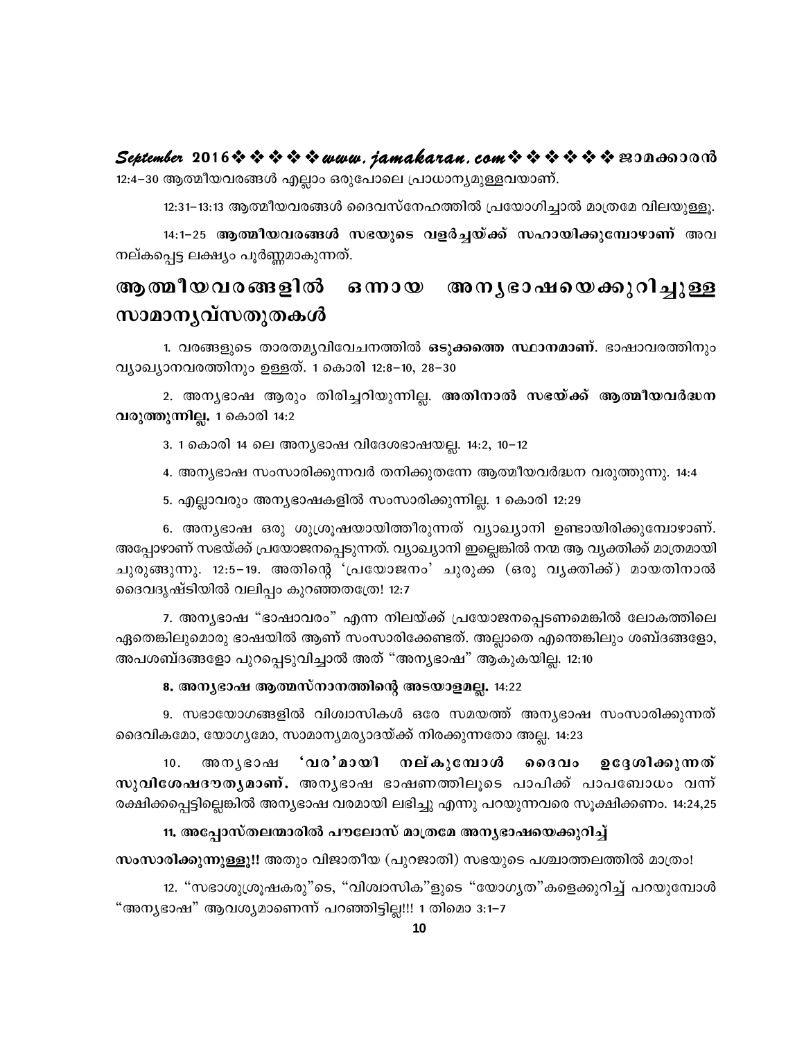12:4–30 ആത്മീയവരങ്ങൾ എല്ലാം ഒരുപോലെ പ്രാധാന്യമുള്ളവയാണ്.

12:31–13:13 ആത്മീയവരങ്ങൾ ദൈവസ്നേഹത്തിൽ പ്രയോഗിച്ചാൽ മാത്രമേ വിലയുള്ളൂ.

14:1–25 **ആത്മീയവരങ്ങൾ സഭയുടെ വളർച്ചയ്ക്ക് സഹായിക്കുമ്പോഴാണ്** അവ നല്കപ്പെട്ട ലക്ഷ്യം പൂർണ്ണമാകുന്നത്.

## ആത്മീയവരങ്ങളിൽ ഒന്നായ അന്യഭാഷയെക്കുറിച്ചുള്ള സാമാന്യവ്സതുതകൾ

1. വരങ്ങളുടെ താരതമ്യവിവേചനത്തിൽ **ഒടുക്കത്തെ സ്ഥാനമാണ്.** ഭാഷാവരത്തിനും വ്യാഖ്യാനവരത്തിനും ഉള്ളത്. 1 കൊരി 12:8–10, 28–30

2. അന്യഭാഷ ആരും തിരിച്ചറിയുന്നില്ല. **അതിനാൽ സഭയ്ക്ക് ആത്മീയവർദ്ധന വരുത്തുന്നില്ല.** 1 കൊരി 14:2

3. 1 കൊരി 14 ലെ അന്യഭാഷ വിദേശഭാഷയല്ല. 14:2, 10–12

4. അന്യഭാഷ സംസാരിക്കുന്നവർ തനിക്കുതന്നേ ആത്മീയവർദ്ധന വരുത്തുന്നു. 14:4

5. എല്ലാവരും അന്യഭാഷകളിൽ സംസാരിക്കുന്നില്ല. 1 കൊരി 12:29

6. അന്യഭാഷ ഒരു ശുശ്രൂഷയായിത്തീരുന്നത് വ്യാഖ്യാനി ഉണ്ടായിരിക്കുമ്പോഴാണ്. അപ്പോഴാണ് സഭയ്ക്ക് പ്രയോജനപ്പെടുന്നത്. വ്യാഖ്യാനി ഇല്ലെങ്കിൽ നന്മ ആ വ്യക്തിക്ക് മാത്രമായി ചുരുങ്ങുന്നു. 12:5–19. അതിന്റെ 'പ്രയോജനം' ചുരുക്ക (ഒരു വ്യക്തിക്ക്) മായതിനാൽ ദൈവദൃഷ്ടിയിൽ വലിപ്പം കുറഞ്ഞതത്രേ! 12:7

7. അന്യഭാഷ "ഭാഷാവരം" എന്ന നിലയ്ക്ക് പ്രയോജനപ്പെടണമെങ്കിൽ ലോകത്തിലെ ഏതെങ്കിലുമൊരു ഭാഷയിൽ ആണ് സംസാരിക്കേണ്ടത്. അല്ലാതെ എന്തെങ്കിലും ശബ്ദങ്ങളോ, അപശബ്ദങ്ങളോ പുറപ്പെടുവിച്ചാൽ അത് "അന്യഭാഷ" ആകുകയില്ല. 12:10

8. **അന്യഭാഷ ആത്മസ്നാനത്തിന്റെ അടയാളമല്ല.** 14:22

9. സഭായോഗങ്ങളിൽ വിശ്വാസികൾ ഒരേ സമയത്ത് അന്യഭാഷ സംസാരിക്കുന്നത് ദൈവികമോ, യോഗ്യമോ, സാമാന്യമര്യാദയ്ക്ക് നിരക്കുന്നതോ അല്ല. 14:23

10. **അന്യഭാഷ 'വര'മായി നല്കുമ്പോൾ ദൈവം ഉദ്ദേശിക്കുന്നത് സുവിശേഷദൗത്യമാണ്.** അന്യഭാഷ ഭാഷണത്തിലൂടെ പാപിക്ക് പാപബോധം വന്ന് രക്ഷിക്കപ്പെട്ടില്ലെങ്കിൽ അന്യഭാഷ വരമായി ലഭിച്ചു എന്നു പറയുന്നവരെ സൂക്ഷിക്കണം. 14:24,25

11. **അപ്പോസ്തലന്മാരിൽ പൗലോസ് മാത്രമേ അന്യഭാഷയെക്കുറിച്ച് സംസാരിക്കുന്നുള്ളൂ!!** അതും വിജാതീയ (പുറജാതി) സഭയുടെ പശ്ചാത്തലത്തിൽ മാത്രം!

12. "സഭാശുശ്രൂഷകരു"ടെ, "വിശ്വാസിക"ളുടെ "യോഗ്യത"കളെക്കുറിച്ച് പറയുമ്പോൾ "അന്യഭാഷ" ആവശ്യമാണെന്ന് പറഞ്ഞിട്ടില്ല!!! 1 തിമൊ 3:1–7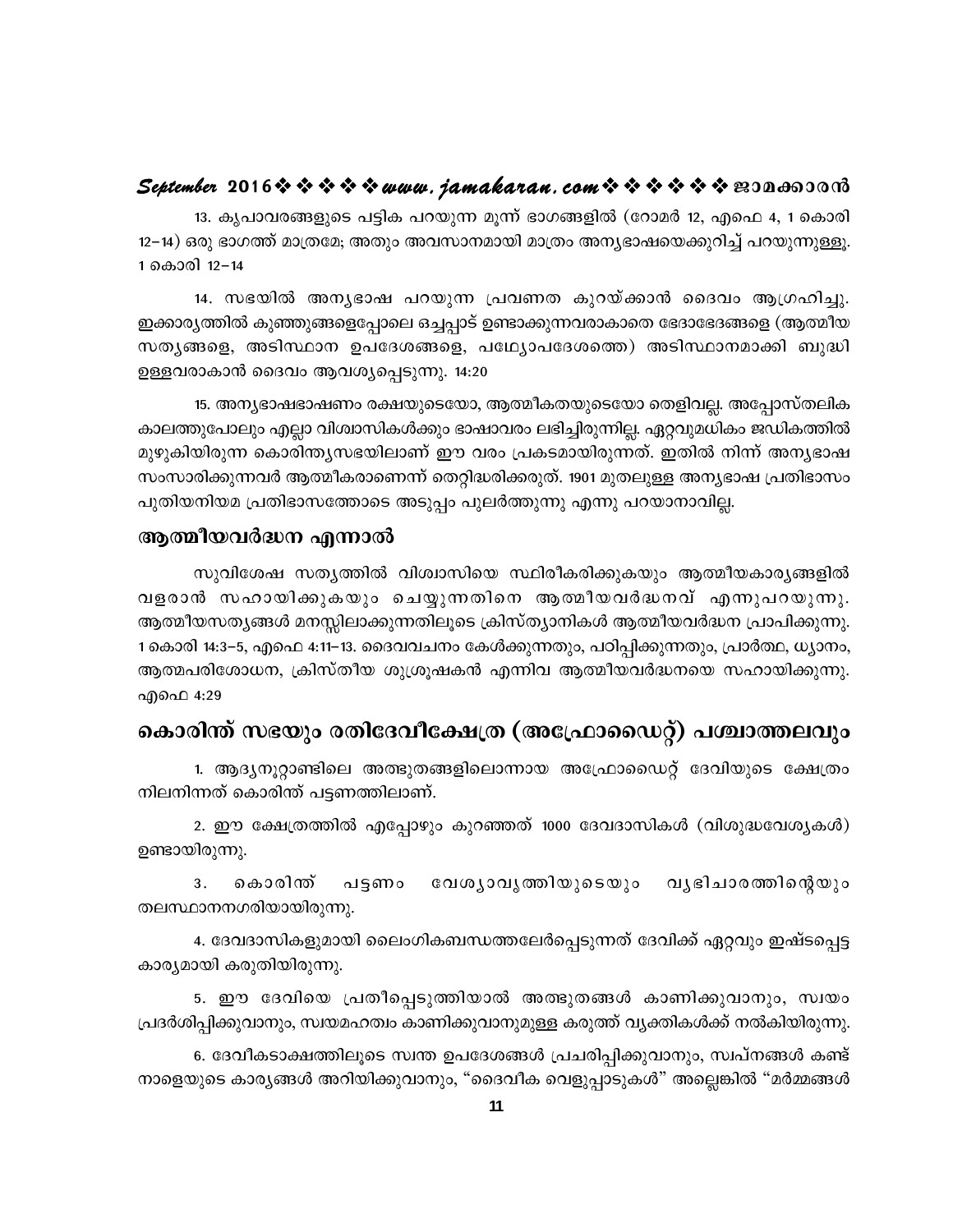13. കൃപാവരങ്ങളുടെ പട്ടിക പറയുന്ന മൂന്ന് ഭാഗങ്ങളിൽ (റോമർ 12, എഫെ 4, 1 കൊരി 12–14) ഒരു ഭാഗത്ത് മാത്രമേ; അതും അവസാനമായി മാത്രം അന്യഭാഷയെക്കുറിച്ച് പറയുന്നുള്ളു. 1 കൊരി 12–14

14. സഭയിൽ അന്യഭാഷ പറയുന്ന പ്രവണത കുറയ്ക്കാൻ ദൈവം ആഗ്രഹിച്ചു. ഇക്കാര്യത്തിൽ കുഞ്ഞുങ്ങളെപ്പോലെ ഒച്ചപ്പാട് ഉണ്ടാക്കുന്നവരാകാതെ ഭേദാഭേദങ്ങളെ (ആത്മീയ സത്യങ്ങളെ, അടിസ്ഥാന ഉപദേശങ്ങളെ, പഥ്യോപദേശത്തെ) അടിസ്ഥാനമാക്കി ബുദ്ധി ഉള്ളവരാകാൻ ദൈവം ആവശ്യപ്പെടുന്നു. 14:20

15. അന്യഭാഷഭാഷണം രക്ഷയുടെയോ, ആത്മീകതയുടെയോ തെളിവല്ല. അപ്പോസ്തലിക കാലത്തുപോലും എല്ലാ വിശ്വാസികൾക്കും ഭാഷാവരം ലഭിച്ചിരുന്നില്ല. ഏറ്റവുമധികം ജഡികത്തിൽ മുഴുകിയിരുന്ന കൊരിന്ത്യസഭയിലാണ് ഈ വരം പ്രകടമായിരുന്നത്. ഇതിൽ നിന്ന് അന്യഭാഷ സംസാരിക്കുന്നവർ ആത്മീകരാണെന്ന് തെറ്റിദ്ധരിക്കരുത്. 1901 മുതലുള്ള അന്യഭാഷ പ്രതിഭാസം പുതിയനിയമ പ്രതിഭാസത്തോടെ അടുപ്പം പുലർത്തുന്നു എന്നു പറയാനാവില്ല.

### ആത്മീയവർദ്ധന എന്നാൽ

സുവിശേഷ സത്യത്തിൽ വിശ്വാസിയെ സ്ഥിരീകരിക്കുകയും ആത്മീയകാര്യങ്ങളിൽ വളരാൻ സഹായിക്കുകയും ചെയ്യുന്നതിനെ ആത്മീയവർദ്ധനവ് എന്നുപറയുന്നു. ആത്മീയസത്യങ്ങൾ മനസ്സിലാക്കുന്നതിലൂടെ ക്രിസ്ത്യാനികൾ ആത്മീയവർദ്ധന പ്രാപിക്കുന്നു. 1 കൊരി 14:3–5, എഫെ 4:11–13. ദൈവവചനം കേൾക്കുന്നതും, പഠിപ്പിക്കുന്നതും, പ്രാർത്ഥ, ധ്യാനം, ആത്മപരിശോധന, ക്രിസ്തീയ ശുശ്രൂഷകൻ എന്നിവ ആത്മീയവർദ്ധനയെ സഹായിക്കുന്നു. എഫെ 4:29

## കൊരിന്ത് സഭയും രതിദേവീക്ഷേത്ര (അഫ്രോഡൈറ്റ്) പശ്ചാത്തലവും

1. ആദ്യനൂറ്റാണ്ടിലെ അത്ഭുതങ്ങളിലൊന്നായ അഫ്രോഡൈറ്റ് ദേവിയുടെ ക്ഷേത്രം നിലനിന്നത് കൊരിന്ത് പട്ടണത്തിലാണ്.

2. ഈ ക്ഷേത്രത്തിൽ എപ്പോഴും കുറഞ്ഞത് 1000 ദേവദാസികൾ (വിശുദ്ധവേശ്യകൾ) ഉണ്ടായിരുന്നു.

3. കൊരിന്ത് പട്ടണം വേശ്യാവൃത്തിയുടെയും വ്യഭിചാരത്തിന്റെയും തലസ്ഥാനനഗരിയായിരുന്നു.

4. ദേവദാസികളുമായി ലൈംഗികബന്ധത്തലേർപ്പെടുന്നത് ദേവിക്ക് ഏറ്റവും ഇഷ്ടപ്പെട്ട കാര്യമായി കരുതിയിരുന്നു.

5. ഈ ദേവിയെ പ്രതീപ്പെടുത്തിയാൽ അത്ഭുതങ്ങൾ കാണിക്കുവാനും, സ്വയം പ്രദർശിപ്പിക്കുവാനും, സ്വയമഹത്വം കാണിക്കുവാനുമുള്ള കരുത്ത് വ്യക്തികൾക്ക് നൽകിയിരുന്നു.

6. ദേവീകടാക്ഷത്തിലൂടെ സ്വന്ത ഉപദേശങ്ങൾ പ്രചരിപ്പിക്കുവാനും, സ്വപ്നങ്ങൾ കണ്ട് നാളെയുടെ കാര്യങ്ങൾ അറിയിക്കുവാനും, "ദൈവീക വെളുപ്പാടുകൾ" അല്ലെങ്കിൽ "മർമ്മങ്ങൾ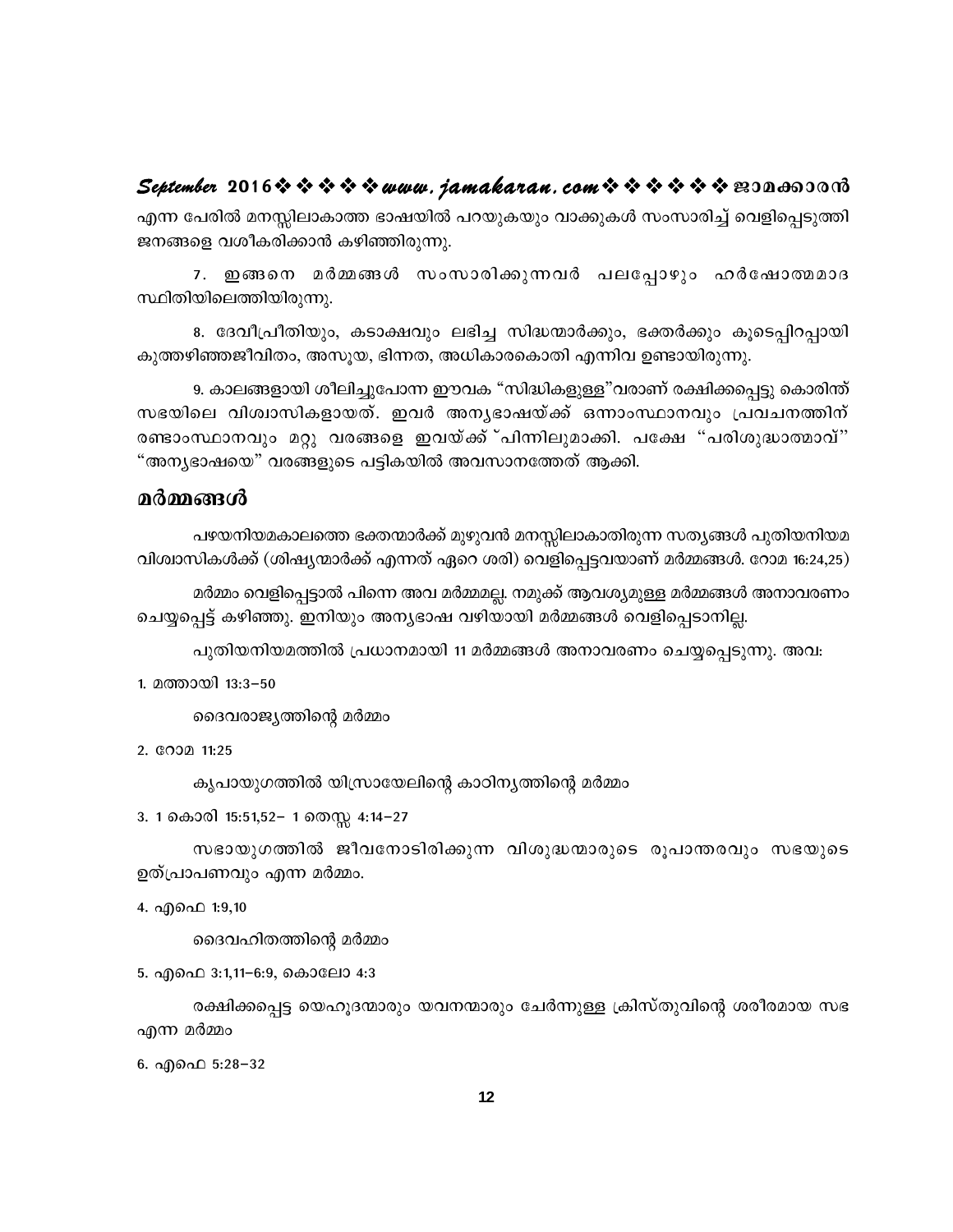എന്ന പേരിൽ മനസ്സിലാകാത്ത ഭാഷയിൽ പറയുകയും വാക്കുകൾ സംസാരിച്ച് വെളിപ്പെടുത്തി ജനങ്ങളെ വശീകരിക്കാൻ കഴിഞ്ഞിരുന്നു.

7. ഇങ്ങനെ മർമ്മങ്ങൾ സംസാരിക്കുന്നവർ പലപ്പോഴും ഹർഷോന്മാദ സ്ഥിതിയിലെത്തിയിരുന്നു.

8. ദേവീപ്രീതിയും, കടാക്ഷവും ലഭിച്ച സിദ്ധന്മാർക്കും, ഭക്തർക്കും കൂടെപ്പിറപ്പായി കുത്തഴിഞ്ഞജീവിതം, അസൂയ, ഭിന്നത, അധികാരകൊതി എന്നിവ ഉണ്ടായിരുന്നു.

9. കാലങ്ങളായി ശീലിച്ചുപോന്ന ഈവക "സിദ്ധികളുള്ള"വരാണ് രക്ഷിക്കപ്പെട്ടു കൊരിന്ത് സഭയിലെ വിശ്വാസികളായത്. ഇവർ അന്യഭാഷയ്ക്ക് ഒന്നാംസ്ഥാനവും പ്രവചനത്തിന് രണ്ടാംസ്ഥാനവും മറ്റു വരങ്ങളെ ഇവയ്ക്ക് പിന്നിലുമാക്കി. പക്ഷേ "പരിശുദ്ധാത്മാവ്" "അന്യഭാഷയെ" വരങ്ങളുടെ പട്ടികയിൽ അവസാനത്തേത് ആക്കി.

## മർമ്മങ്ങൾ

പഴയനിയമകാലത്തെ ഭക്തന്മാർക്ക് മുഴുവൻ മനസ്സിലാകാതിരുന്ന സത്യങ്ങൾ പുതിയനിയമ വിശ്വാസികൾക്ക് (ശിഷ്യന്മാർക്ക് എന്നത് ഏറെ ശരി) വെളിപ്പെട്ടവയാണ് മർമ്മങ്ങൾ. റോമ 16:24,25)

മർമ്മം വെളിപ്പെട്ടാൽ പിന്നെ അവ മർമ്മമല്ല. നമുക്ക് ആവശ്യമുള്ള മർമ്മങ്ങൾ അനാവരണം ചെയ്യപ്പെട്ട് കഴിഞ്ഞു. ഇനിയും അന്യഭാഷ വഴിയായി മർമ്മങ്ങൾ വെളിപ്പെടാനില്ല.

പുതിയനിയമത്തിൽ പ്രധാനമായി 11 മർമ്മങ്ങൾ അനാവരണം ചെയ്യപ്പെടുന്നു. അവ:

1. മത്തായി 13:3–50

   ദൈവരാജ്യത്തിന്റെ മർമ്മം

2. റോമ 11:25

   കൃപായുഗത്തിൽ യിസ്രായേലിന്റെ കാഠിന്യത്തിന്റെ മർമ്മം

3. 1 കൊരി 15:51,52– 1 തെസ്സ 4:14–27

   സഭായുഗത്തിൽ ജീവനോടിരിക്കുന്ന വിശുദ്ധന്മാരുടെ രൂപാന്തരവും സഭയുടെ ഉത്പ്രാപണവും എന്ന മർമ്മം.

4. എഫെ 1:9,10

   ദൈവഹിതത്തിന്റെ മർമ്മം

5. എഫെ 3:1,11–6:9, കൊലോ 4:3

   രക്ഷിക്കപ്പെട്ട യെഹൂദന്മാരും യവനന്മാരും ചേർന്നുള്ള ക്രിസ്തുവിന്റെ ശരീരമായ സഭ എന്ന മർമ്മം

6. എഫെ 5:28–32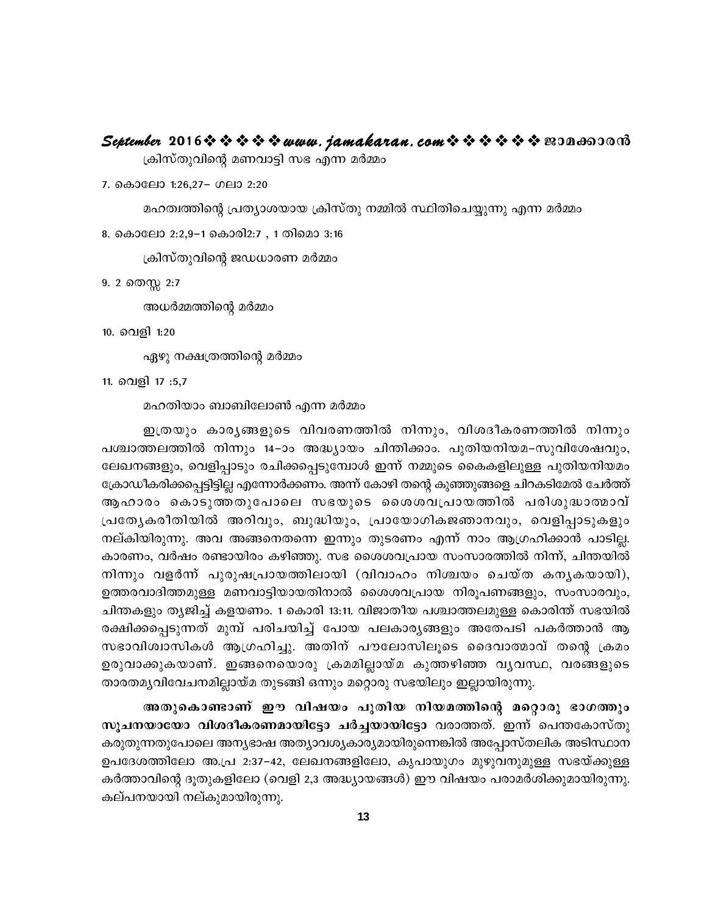ക്രിസ്തുവിന്റെ മണവാട്ടി സഭ എന്ന മർമ്മം

7. കൊലോ 1:26,27– ഗലാ 2:20

മഹത്വത്തിന്റെ പ്രത്യാശയായ ക്രിസ്തു നമ്മിൽ സ്ഥിതിചെയ്യുന്നു എന്ന മർമ്മം

8. കൊലോ 2:2,9–1 കൊരി2:7 , 1 തിമൊ 3:16

ക്രിസ്തുവിന്റെ ജഡധാരണ മർമ്മം

9. 2 തെസ്സ 2:7

അധർമ്മത്തിന്റെ മർമ്മം

10. വെളി 1:20

ഏഴു നക്ഷത്രത്തിന്റെ മർമ്മം

11. വെളി 17 :5,7

മഹതിയാം ബാബിലോൺ എന്ന മർമ്മം

ഇത്രയും കാര്യങ്ങളുടെ വിവരണത്തിൽ നിന്നും, വിശദീകരണത്തിൽ നിന്നും പശ്ചാത്തലത്തിൽ നിന്നും 14–ാം അദ്ധ്യായം ചിന്തിക്കാം. പുതിയനിയമ–സുവിശേഷവും, ലേഖനങ്ങളും, വെളിപ്പാടും രചിക്കപ്പെടുമ്പോൾ ഇന്ന് നമ്മുടെ കൈകളിലുള്ള പുതിയനിയമം ക്രോഡീകരിക്കപ്പെട്ടിട്ടില്ല എന്നോർക്കണം. അന്ന് കോഴി തന്റെ കുഞ്ഞുങ്ങളെ ചിറകടിമേൽ ചേർത്ത് ആഹാരം കൊടുത്തതുപോലെ സഭയുടെ ശൈശവപ്രായത്തിൽ പരിശുദ്ധാത്മാവ് പ്രത്യേകരീതിയിൽ അറിവും, ബുദ്ധിയും, പ്രായോഗികജ്ഞാനവും, വെളിപ്പാടുകളും നല്കിയിരുന്നു. അവ അങ്ങനെതന്നെ ഇന്നും തുടരണം എന്ന് നാം ആഗ്രഹിക്കാൻ പാടില്ല. കാരണം, വർഷം രണ്ടായിരം കഴിഞ്ഞു. സഭ ശൈശവപ്രായ സംസാരത്തിൽ നിന്ന്, ചിന്തയിൽ നിന്നും വളർന്ന് പുരുഷപ്രായത്തിലായി (വിവാഹം നിശ്ചയം ചെയ്ത കന്യകയായി), ഉത്തരവാദിത്തമുള്ള മണവാട്ടിയായതിനാൽ ശൈശവപ്രായ നിരൂപണങ്ങളും, സംസാരവും, ചിന്തകളും ത്യജിച്ച് കളയണം. 1 കൊരി 13:11. വിജാതീയ പശ്ചാത്തലമുള്ള കൊരിന്ത് സഭയിൽ രക്ഷിക്കപ്പെടുന്നത് മുമ്പ് പരിചയിച്ച് പോയ പലകാര്യങ്ങളും അതേപടി പകർത്താൻ ആ സഭാവിശ്വാസികൾ ആഗ്രഹിച്ചു. അതിന് പൗലോസിലൂടെ ദൈവാത്മാവ് തന്റെ ക്രമം ഉരുവാക്കുകയാണ്. ഇങ്ങനെയൊരു ക്രമമില്ലായ്മ കുത്തഴിഞ്ഞ വ്യവസ്ഥ, വരങ്ങളുടെ താരതമ്യവിവേചനമില്ലായ്മ തുടങ്ങി ഒന്നും മറ്റൊരു സഭയിലും ഇല്ലായിരുന്നു.

**അതുകൊണ്ടാണ് ഈ വിഷയം പുതിയ നിയമത്തിന്റെ മറ്റൊരു ഭാഗത്തും സൂചനയായോ വിശദീകരണമായിട്ടോ ചർച്ചയായിട്ടോ** വരാത്തത്. ഇന്ന് പെന്തകോസ്തു കരുതുന്നതുപോലെ അന്യഭാഷ അത്യാവശ്യകാര്യമായിരുന്നെങ്കിൽ അപ്പോസ്തലിക അടിസ്ഥാന ഉപദേശത്തിലോ അ.പ്ര 2:37–42, ലേഖനങ്ങളിലോ, കൃപായുഗം മുഴുവനുമുള്ള സഭയ്ക്കുള്ള കർത്താവിന്റെ ദൂതുകളിലോ (വെളി 2,3 അദ്ധ്യായങ്ങൾ) ഈ വിഷയം പരാമർശിക്കുമായിരുന്നു. കല്പനയായി നല്കുമായിരുന്നു.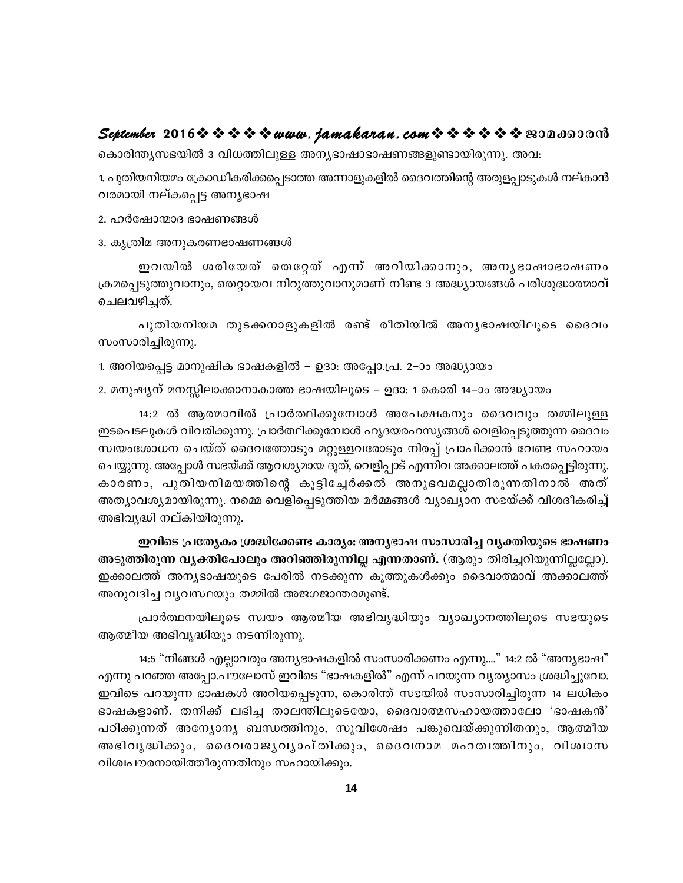കൊരിന്ത്യസഭയിൽ 3 വിധത്തിലുള്ള അന്യഭാഷാഭാഷണങ്ങളുണ്ടായിരുന്നു. അവ:

1. പുതിയനിയമം ക്രോഡീകരിക്കപ്പെടാത്ത അന്നാളുകളിൽ ദൈവത്തിന്റെ അരുളപ്പാടുകൾ നല്കാൻ വരമായി നല്കപ്പെട്ട അന്യഭാഷ

2. ഹർഷോന്മാദ ഭാഷണങ്ങൾ

3. കൃത്രിമ അനുകരണഭാഷണങ്ങൾ

ഇവയിൽ ശരിയേത് തെറ്റേത് എന്ന് അറിയിക്കാനും, അന്യഭാഷാഭാഷണം ക്രമപ്പെടുത്തുവാനും, തെറ്റായവ നിറുത്തുവാനുമാണ് നീണ്ട 3 അദ്ധ്യായങ്ങൾ പരിശുദ്ധാത്മാവ് ചെലവഴിച്ചത്.

പുതിയനിയമ തുടക്കനാളുകളിൽ രണ്ട് രീതിയിൽ അന്യഭാഷയിലൂടെ ദൈവം സംസാരിച്ചിരുന്നു.

1. അറിയപ്പെട്ട മാനുഷിക ഭാഷകളിൽ – ഉദാ: അപ്പോ.പ്ര. 2–ാം അദ്ധ്യായം

2. മനുഷ്യന് മനസ്സിലാക്കാനാകാത്ത ഭാഷയിലൂടെ – ഉദാ: 1 കൊരി 14–ാം അദ്ധ്യായം

14:2 ൽ ആത്മാവിൽ പ്രാർത്ഥിക്കുമ്പോൾ അപേക്ഷകനും ദൈവവും തമ്മിലുള്ള ഇടപെടലുകൾ വിവരിക്കുന്നു. പ്രാർത്ഥിക്കുമ്പോൾ ഹൃദയരഹസ്യങ്ങൾ വെളിപ്പെടുത്തുന്ന ദൈവം സ്വയംശോധന ചെയ്ത് ദൈവത്തോടും മറ്റുള്ളവരോടും നിരപ്പ് പ്രാപിക്കാൻ വേണ്ട സഹായം ചെയ്യുന്നു. അപ്പോൾ സഭയ്ക്ക് ആവശ്യമായ ദൂത്, വെളിപ്പാട് എന്നിവ അക്കാലത്ത് പകരപ്പെട്ടിരുന്നു. കാരണം, പുതിയനിമയത്തിന്റെ കൂട്ടിച്ചേർക്കൽ അനുഭവമല്ലാതിരുന്നതിനാൽ അത് അത്യാവശ്യമായിരുന്നു. നമ്മെ വെളിപ്പെടുത്തിയ മർമ്മങ്ങൾ വ്യാഖ്യാന സഭയ്ക്ക് വിശദീകരിച്ച് അഭിവൃദ്ധി നല്കിയിരുന്നു.

**ഇവിടെ പ്രത്യേകം ശ്രദ്ധിക്കേണ്ട കാര്യം: അന്യഭാഷ സംസാരിച്ച വ്യക്തിയുടെ ഭാഷണം അടുത്തിരുന്ന വ്യക്തിപോലും അറിഞ്ഞിരുന്നില്ല എന്നതാണ്.** (ആരും തിരിച്ചറിയുന്നില്ലല്ലോ). ഇക്കാലത്ത് അന്യഭാഷയുടെ പേരിൽ നടക്കുന്ന കൂത്തുകൾക്കും ദൈവാത്മാവ് അക്കാലത്ത് അനുവദിച്ച വ്യവസ്ഥയും തമ്മിൽ അജഗജാന്തരമുണ്ട്.

പ്രാർത്ഥനയിലൂടെ സ്വയം ആത്മീയ അഭിവൃദ്ധിയും വ്യാഖ്യാനത്തിലൂടെ സഭയുടെ ആത്മീയ അഭിവൃദ്ധിയും നടന്നിരുന്നു.

14:5 “നിങ്ങൾ എല്ലാവരും അന്യഭാഷകളിൽ സംസാരിക്കണം എന്നു....” 14:2 ൽ “അന്യഭാഷ” എന്നു പറഞ്ഞ അപ്പോ.പൗലോസ് ഇവിടെ “ഭാഷകളിൽ” എന്ന് പറയുന്ന വ്യത്യാസം ശ്രദ്ധിച്ചുവോ. ഇവിടെ പറയുന്ന ഭാഷകൾ അറിയപ്പെടുന്ന, കൊരിന്ത് സഭയിൽ സംസാരിച്ചിരുന്ന 14 ലധികം ഭാഷകളാണ്. തനിക്ക് ലഭിച്ച താലന്തിലൂടെയോ, ദൈവാത്മസഹായത്താലോ ‘ഭാഷകൻ’ പഠിക്കുന്നത് അന്യോന്യ ബന്ധത്തിനും, സുവിശേഷം പങ്കുവെയ്ക്കുന്നിതനും, ആത്മീയ അഭിവൃദ്ധിക്കും, ദൈവരാജ്യവ്യാപ്തിക്കും, ദൈവനാമ മഹത്വത്തിനും, വിശ്വാസ വിശ്വപൗരനായിത്തീരുന്നതിനും സഹായിക്കും.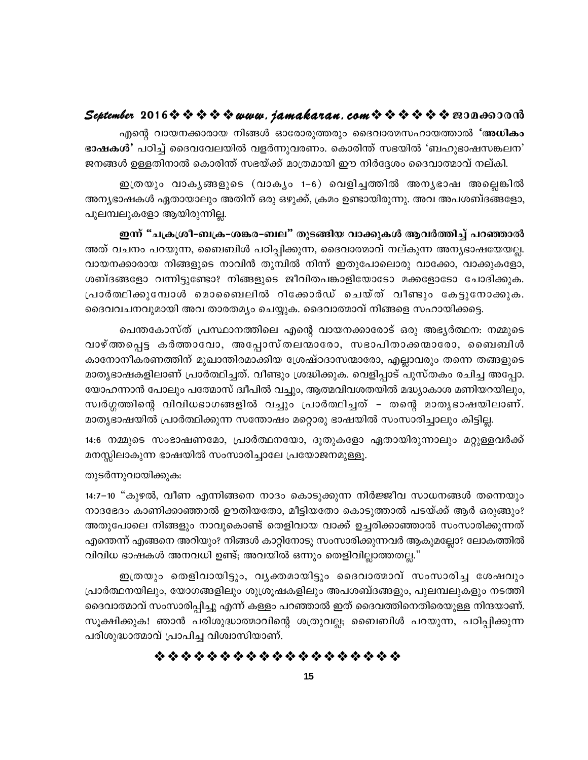എന്റെ വായനക്കാരായ നിങ്ങൾ ഓരോരുത്തരും ദൈവാത്മസഹായത്താൽ **'അധികം ഭാഷകൾ'** പഠിച്ച് ദൈവവേലയിൽ വളർന്നുവരണം. കൊരിന്ത് സഭയിൽ 'ബഹുഭാഷസങ്കലന' ജനങ്ങൾ ഉള്ളതിനാൽ കൊരിന്ത് സഭയ്ക്ക് മാത്രമായി ഈ നിർദ്ദേശം ദൈവാത്മാവ് നല്കി.

ഇത്രയും വാക്യങ്ങളുടെ (വാക്യം 1–6) വെളിച്ചത്തിൽ അന്യഭാഷ അല്ലെങ്കിൽ അന്യഭാഷകൾ ഏതായാലും അതിന് ഒരു ഒഴുക്ക്, ക്രമം ഉണ്ടായിരുന്നു. അവ അപശബ്ദങ്ങളോ, പുലമ്പലുകളോ ആയിരുന്നില്ല.

**ഇന്ന് "ചക്രശ്രീ–ബക്ര–ശങ്കര–ബല" തുടങ്ങിയ വാക്കുകൾ ആവർത്തിച്ച് പറഞ്ഞാൽ** അത് വചനം പറയുന്ന, ബൈബിൾ പഠിപ്പിക്കുന്ന, ദൈവാത്മാവ് നല്കുന്ന അന്യഭാഷയേയല്ല. വായനക്കാരായ നിങ്ങളുടെ നാവിൻ തുമ്പിൽ നിന്ന് ഇതുപോലൊരു വാക്കോ, വാക്കുകളോ, ശബ്ദങ്ങളോ വന്നിട്ടുണ്ടോ? നിങ്ങളുടെ ജീവിതപങ്കാളിയോടോ മക്കളോടോ ചോദിക്കുക. പ്രാർത്ഥിക്കുമ്പോൾ മൊബൈലിൽ റിക്കോർഡ് ചെയ്ത് വീണ്ടും കേട്ടുനോക്കുക. ദൈവവചനവുമായി അവ താരതമ്യം ചെയ്യുക. ദൈവാത്മാവ് നിങ്ങളെ സഹായിക്കട്ടെ.

പെന്തകോസ്ത് പ്രസ്ഥാനത്തിലെ എന്റെ വായനക്കാരോട് ഒരു അഭ്യർത്ഥന: നമ്മുടെ വാഴ്ത്തപ്പെട്ട കർത്താവോ, അപ്പോസ്തലന്മാരോ, സഭാപിതാക്കന്മാരോ, ബൈബിൾ കാനോനീകരണത്തിന് മുഖാന്തിരമാക്കിയ ശ്രേഷ്ഠദാസന്മാരോ, എല്ലാവരും തന്നെ തങ്ങളുടെ മാതൃഭാഷകളിലാണ് പ്രാർത്ഥിച്ചത്. വീണ്ടും ശ്രദ്ധിക്കുക. വെളിപ്പാട് പുസ്തകം രചിച്ച അപ്പോ. യോഹന്നാൻ പോലും പത്മോസ് ദ്വീപിൽ വച്ചും, ആത്മവിവശതയിൽ മദ്ധ്യാകാശ മണിയറയിലും, സ്വർഗ്ഗത്തിന്റെ വിവിധഭാഗങ്ങളിൽ വച്ചും പ്രാർത്ഥിച്ചത് – തന്റെ മാതൃഭാഷയിലാണ്. മാതൃഭാഷയിൽ പ്രാർത്ഥിക്കുന്ന സന്തോഷം മറ്റൊരു ഭാഷയിൽ സംസാരിച്ചാലും കിട്ടില്ല.

14:6 നമ്മുടെ സംഭാഷണമോ, പ്രാർത്ഥനയോ, ദൂതുകളോ ഏതായിരുന്നാലും മറ്റുള്ളവർക്ക് മനസ്സിലാകുന്ന ഭാഷയിൽ സംസാരിച്ചാലേ പ്രയോജനമുള്ളൂ.

തുടർന്നുവായിക്കുക:

14:7–10 "കുഴൽ, വീണ എന്നിങ്ങനെ നാദം കൊടുക്കുന്ന നിർജ്ജീവ സാധനങ്ങൾ തന്നെയും നാദഭേദം കാണിക്കാഞ്ഞാൽ ഊതിയതോ, മീട്ടിയതോ കൊടുത്താൽ പടയ്ക്ക് ആർ ഒരുങ്ങും? അതുപോലെ നിങ്ങളും നാവുകൊണ്ട് തെളിവായ വാക്ക് ഉച്ചരിക്കാഞ്ഞാൽ സംസാരിക്കുന്നത് എന്തെന്ന് എങ്ങനെ അറിയും? നിങ്ങൾ കാറ്റിനോടു സംസാരിക്കുന്നവർ ആകുമല്ലോ? ലോകത്തിൽ വിവിധ ഭാഷകൾ അനവധി ഉണ്ട്; അവയിൽ ഒന്നും തെളിവില്ലാത്തതല്ല."

ഇത്രയും തെളിവായിട്ടും, വ്യക്തമായിട്ടും ദൈവാത്മാവ് സംസാരിച്ച ശേഷവും പ്രാർത്ഥനയിലും, യോഗങ്ങളിലും ശുശ്രൂഷകളിലും അപശബ്ദങ്ങളും, പുലമ്പലുകളും നടത്തി ദൈവാത്മാവ് സംസാരിപ്പിച്ചു എന്ന് കള്ളം പറഞ്ഞാൽ ഇത് ദൈവത്തിനെതിരെയുള്ള നിന്ദയാണ്. സൂക്ഷിക്കുക! ഞാൻ പരിശുദ്ധാത്മാവിന്റെ ശത്രുവല്ല; ബൈബിൾ പറയുന്ന, പഠിപ്പിക്കുന്ന പരിശുദ്ധാത്മാവ് പ്രാപിച്ച വിശ്വാസിയാണ്.

❖❖❖❖❖❖❖❖❖❖❖❖❖❖❖❖❖❖❖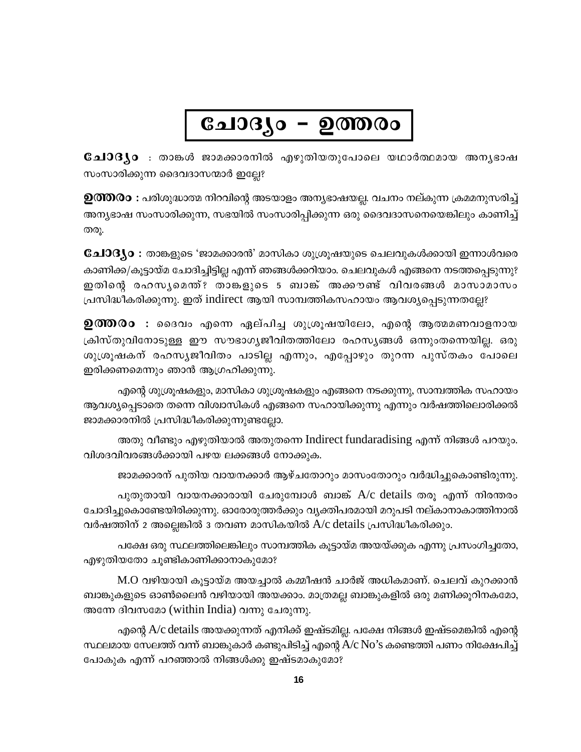# ചോദ്യം - ഉത്തരം

**ചോദ്യം** : താങ്കൾ ജാമക്കാരനിൽ എഴുതിയതുപോലെ യഥാർത്ഥമായ അന്യഭാഷ സംസാരിക്കുന്ന ദൈവദാസന്മാർ ഇല്ലേ?

**ഉത്തരം** : പരിശുദ്ധാത്മ നിറവിന്റെ അടയാളം അന്യഭാഷയല്ല. വചനം നല്കുന്ന ക്രമമനുസരിച്ച് അന്യഭാഷ സംസാരിക്കുന്ന, സഭയിൽ സംസാരിപ്പിക്കുന്ന ഒരു ദൈവദാസനെയെങ്കിലും കാണിച്ച് തരൂ.

**ചോദ്യം** : താങ്കളുടെ 'ജാമക്കാരൻ' മാസികാ ശുശ്രൂഷയുടെ ചെലവുകൾക്കായി ഇന്നാൾവരെ കാണിക്ക/കൂട്ടായ്മ ചോദിച്ചിട്ടില്ല എന്ന് ഞങ്ങൾക്കറിയാം. ചെലവുകൾ എങ്ങനെ നടത്തപ്പെടുന്നു? ഇതിന്റെ രഹസ്യമെന്ത്? താങ്കളുടെ 5 ബാങ്ക് അക്കൗണ്ട് വിവരങ്ങൾ മാസാമാസം പ്രസിദ്ധീകരിക്കുന്നു. ഇത് indirect ആയി സാമ്പത്തികസഹായം ആവശ്യപ്പെടുന്നതല്ലേ?

**ഉത്തരം** : ദൈവം എന്നെ ഏല്പിച്ച ശുശ്രൂഷയിലോ, എന്റെ ആത്മമണവാളനായ ക്രിസ്തുവിനോടുള്ള ഈ സൗഭാഗ്യജീവിതത്തിലോ രഹസ്യങ്ങൾ ഒന്നുംതന്നെയില്ല. ഒരു ശുശ്രൂഷകന് രഹസ്യജീവിതം പാടില്ല എന്നും, എപ്പോഴും തുറന്ന പുസ്തകം പോലെ ഇരിക്കണമെന്നും ഞാൻ ആഗ്രഹിക്കുന്നു.

എന്റെ ശുശ്രൂഷകളും, മാസികാ ശുശ്രൂഷകളും എങ്ങനെ നടക്കുന്നു, സാമ്പത്തിക സഹായം ആവശ്യപ്പെടാതെ തന്നെ വിശ്വാസികൾ എങ്ങനെ സഹായിക്കുന്നു എന്നും വർഷത്തിലൊരിക്കൽ ജാമക്കാരനിൽ പ്രസിദ്ധീകരിക്കുന്നുണ്ടല്ലോ.

അതു വീണ്ടും എഴുതിയാൽ അതുതന്നെ Indirect fundaradising എന്ന് നിങ്ങൾ പറയും. വിശദവിവരങ്ങൾക്കായി പഴയ ലക്കങ്ങൾ നോക്കുക.

ജാമക്കാരന് പുതിയ വായനക്കാർ ആഴ്ചതോറും മാസംതോറും വർദ്ധിച്ചുകൊണ്ടിരുന്നു.

പുതുതായി വായനക്കാരായി ചേരുമ്പോൾ ബാങ്ക് A/c details തരൂ എന്ന് നിരന്തരം ചോദിച്ചുകൊണ്ടേയിരിക്കുന്നു. ഓരോരുത്തർക്കും വ്യക്തിപരമായി മറുപടി നല്കാനാകാത്തിനാൽ വർഷത്തിന് 2 അല്ലെങ്കിൽ 3 തവണ മാസികയിൽ A/c details പ്രസിദ്ധീകരിക്കും.

പക്ഷേ ഒരു സ്ഥലത്തിലെങ്കിലും സാമ്പത്തിക കൂട്ടായ്മ അയയ്ക്കുക എന്നു പ്രസംഗിച്ചതോ, എഴുതിയതോ ചൂണ്ടികാണിക്കാനാകുമോ?

M.O വഴിയായി കൂട്ടായ്മ അയച്ചാൽ കമ്മീഷൻ ചാർജ് അധികമാണ്. ചെലവ് കുറക്കാൻ ബാങ്കുകളുടെ ഓൺലൈൻ വഴിയായി അയക്കാം. മാത്രമല്ല ബാങ്കുകളിൽ ഒരു മണിക്കൂറിനകമോ, അന്നേ ദിവസമോ (within India) വന്നു ചേരുന്നു.

എന്റെ A/c details അയക്കുന്നത് എനിക്ക് ഇഷ്ടമില്ല. പക്ഷേ നിങ്ങൾ ഇഷ്ടമെങ്കിൽ എന്റെ സ്ഥലമായ സേലത്ത് വന്ന് ബാങ്കുകാർ കണ്ടുപിടിച്ച് എന്റെ A/c No's കണ്ടെത്തി പണം നിക്ഷേപിച്ച് പോകുക എന്ന് പറഞ്ഞാൽ നിങ്ങൾക്കു ഇഷ്ടമാകുമോ?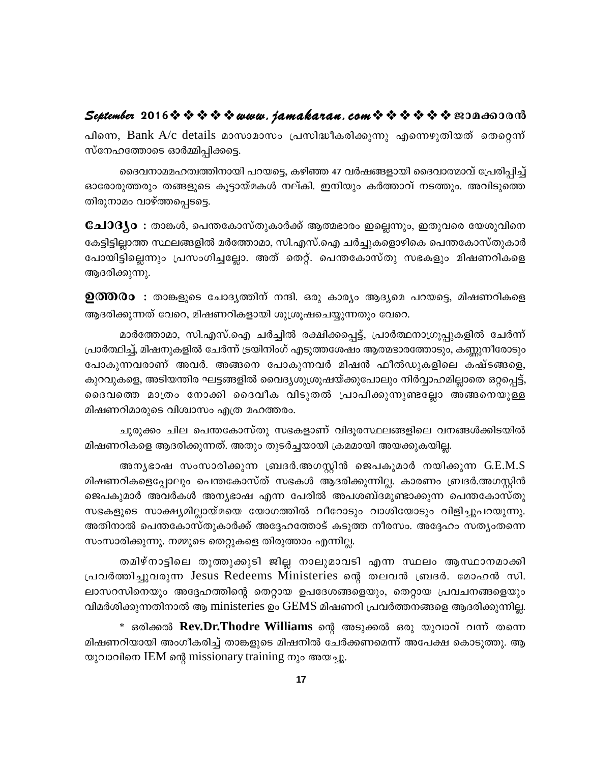പിന്നെ, Bank A/c details മാസാമാസം പ്രസിദ്ധീകരിക്കുന്നു എന്നെഴുതിയത് തെറ്റെന്ന് സ്നേഹത്തോടെ ഓർമ്മിപ്പിക്കട്ടെ.

ദൈവനാമമഹത്വത്തിനായി പറയട്ടെ, കഴിഞ്ഞ 47 വർഷങ്ങളായി ദൈവാത്മാവ് പ്രേരിപ്പിച്ച് ഓരോരുത്തരും തങ്ങളുടെ കൂട്ടായ്മകൾ നല്കി. ഇനിയും കർത്താവ് നടത്തും. അവിടുത്തെ തിരുനാമം വാഴ്ത്തപ്പെടട്ടെ.

**ചോദ്യം** : താങ്കൾ, പെന്തകോസ്തുകാർക്ക് ആത്മഭാരം ഇല്ലെന്നും, ഇതുവരെ യേശുവിനെ കേട്ടിട്ടില്ലാത്ത സ്ഥലങ്ങളിൽ മർത്തോമാ, സി.എസ്.ഐ ചർച്ചുകളൊഴികെ പെന്തകോസ്തുകാർ പോയിട്ടില്ലെന്നും പ്രസംഗിച്ചല്ലോ. അത് തെറ്റ്. പെന്തകോസ്തു സഭകളും മിഷണറികളെ ആദരിക്കുന്നു.

**ഉത്തരം** : താങ്കളുടെ ചോദ്യത്തിന് നന്ദി. ഒരു കാര്യം ആദ്യമെ പറയട്ടെ, മിഷണറികളെ ആദരിക്കുന്നത് വേറെ, മിഷണറികളായി ശുശ്രൂഷചെയ്യുന്നതും വേറെ.

മാർത്തോമാ, സി.എസ്.ഐ ചർച്ചിൽ രക്ഷിക്കപ്പെട്ട്, പ്രാർത്ഥനാഗ്രൂപ്പുകളിൽ ചേർന്ന് പ്രാർത്ഥിച്ച്, മിഷനുകളിൽ ചേർന്ന് ട്രയിനിംഗ് എടുത്തശേഷം ആത്മഭാരത്തോടും, കണ്ണുനീരോടും പോകുന്നവരാണ് അവർ. അങ്ങനെ പോകുന്നവർ മിഷൻ ഫീൽഡുകളിലെ കഷ്ടങ്ങളെ, കുറവുകളെ, അടിയന്തിര ഘട്ടങ്ങളിൽ വൈദ്യശുശ്രൂഷയ്ക്കുപോലും നിർവ്വാഹമില്ലാതെ ഒറ്റപ്പെട്ട്, ദൈവത്തെ മാത്രം നോക്കി ദൈവീക വിടുതൽ പ്രാപിക്കുന്നുണ്ടല്ലോ അങ്ങനെയുള്ള മിഷണറിമാരുടെ വിശ്വാസം എത്ര മഹത്തരം.

ചുരുക്കം ചില പെന്തകോസ്തു സഭകളാണ് വിദൂരസ്ഥലങ്ങളിലെ വനങ്ങൾക്കിടയിൽ മിഷണറികളെ ആദരിക്കുന്നത്. അതും തുടർച്ചയായി ക്രമമായി അയക്കുകയില്ല.

അന്യഭാഷ സംസാരിക്കുന്ന ബ്രദർ.അഗസ്റ്റിൻ ജെപകുമാർ നയിക്കുന്ന G.E.M.S മിഷണറികളെപ്പോലും പെന്തകോസ്ത് സഭകൾ ആദരിക്കുന്നില്ല. കാരണം ബ്രദർ.അഗസ്റ്റിൻ ജെപകുമാർ അവർകൾ അന്യഭാഷ എന്ന പേരിൽ അപശബ്ദമുണ്ടാക്കുന്ന പെന്തകോസ്തു സഭകളുടെ സാക്ഷ്യമില്ലായ്മയെ യോഗത്തിൽ വീറോടും വാശിയോടും വിളിച്ചുപറയുന്നു. അതിനാൽ പെന്തകോസ്തുകാർക്ക് അദ്ദേഹത്തോട് കടുത്ത നീരസം. അദ്ദേഹം സത്യംതന്നെ സംസാരിക്കുന്നു. നമ്മുടെ തെറ്റുകളെ തിരുത്താം എന്നില്ല.

തമിഴ്നാട്ടിലെ തൂത്തുക്കുടി ജില്ല നാലുമാവടി എന്ന സ്ഥലം ആസ്ഥാനമാക്കി പ്രവർത്തിച്ചുവരുന്ന Jesus Redeems Ministeries ന്റെ തലവൻ ബ്രദർ. മോഹൻ സി. ലാസറസിനെയും അദ്ദേഹത്തിന്റെ തെറ്റായ ഉപദേശങ്ങളെയും, തെറ്റായ പ്രവചനങ്ങളെയും വിമർശിക്കുന്നതിനാൽ ആ ministeries ഉം GEMS മിഷണറി പ്രവർത്തനങ്ങളെ ആദരിക്കുന്നില്ല.

* ഒരിക്കൽ **Rev.Dr.Thodre Williams** ന്റെ അടുക്കൽ ഒരു യുവാവ് വന്ന് തന്നെ മിഷണറിയായി അംഗീകരിച്ച് താങ്കളുടെ മിഷനിൽ ചേർക്കണമെന്ന് അപേക്ഷ കൊടുത്തു. ആ യുവാവിനെ IEM ന്റെ missionary training നും അയച്ചു.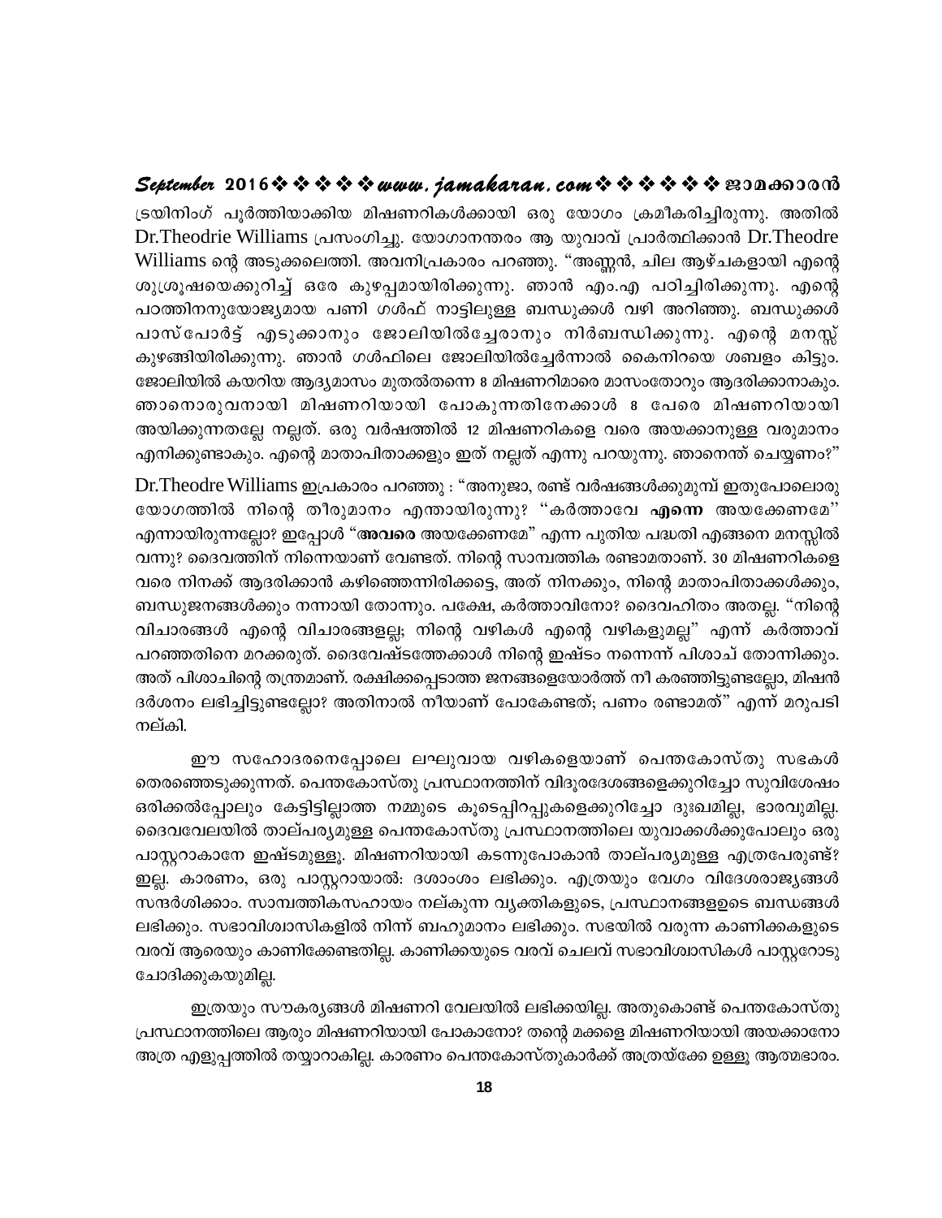ട്രയിനിംഗ് പൂർത്തിയാക്കിയ മിഷണറികൾക്കായി ഒരു യോഗം ക്രമീകരിച്ചിരുന്നു. അതിൽ Dr.Theodrie Williams പ്രസംഗിച്ചു. യോഗാനന്തരം ആ യുവാവ് പ്രാർത്ഥിക്കാൻ Dr.Theodre Williams ന്റെ അടുക്കലെത്തി. അവനിപ്രകാരം പറഞ്ഞു. "അണ്ണൻ, ചില ആഴ്ചകളായി എന്റെ ശുശ്രൂഷയെക്കുറിച്ച് ഒരേ കുഴപ്പമായിരിക്കുന്നു. ഞാൻ എം.എ പഠിച്ചിരിക്കുന്നു. എന്റെ പഠത്തിനനുയോജ്യമായ പണി ഗൾഫ് നാട്ടിലുള്ള ബന്ധുക്കൾ വഴി അറിഞ്ഞു. ബന്ധുക്കൾ പാസ്പോർട്ട് എടുക്കാനും ജോലിയിൽച്ചേരാനും നിർബന്ധിക്കുന്നു. എന്റെ മനസ്സ് കുഴങ്ങിയിരിക്കുന്നു. ഞാൻ ഗൾഫിലെ ജോലിയിൽച്ചേർന്നാൽ കൈനിറയെ ശബളം കിട്ടും. ജോലിയിൽ കയറിയ ആദ്യമാസം മുതൽതന്നെ 8 മിഷണറിമാരെ മാസംതോറും ആദരിക്കാനാകും. ഞാനൊരുവനായി മിഷണറിയായി പോകുന്നതിനേക്കാൾ 8 പേരെ മിഷണറിയായി അയിക്കുന്നതല്ലേ നല്ലത്. ഒരു വർഷത്തിൽ 12 മിഷണറികളെ വരെ അയക്കാനുള്ള വരുമാനം എനിക്കുണ്ടാകും. എന്റെ മാതാപിതാക്കളും ഇത് നല്ലത് എന്നു പറയുന്നു. ഞാനെന്ത് ചെയ്യണം?"

Dr.Theodre Williams ഇപ്രകാരം പറഞ്ഞു : "അനുജാ, രണ്ട് വർഷങ്ങൾക്കുമുമ്പ് ഇതുപോലൊരു യോഗത്തിൽ നിന്റെ തീരുമാനം എന്തായിരുന്നു? "കർത്താവേ **എന്നെ** അയക്കേണമേ" എന്നായിരുന്നല്ലോ? ഇപ്പോൾ "**അവരെ** അയക്കേണമേ" എന്ന പുതിയ പദ്ധതി എങ്ങനെ മനസ്സിൽ വന്നു? ദൈവത്തിന് നിന്നെയാണ് വേണ്ടത്. നിന്റെ സാമ്പത്തിക രണ്ടാമതാണ്. 30 മിഷണറികളെ വരെ നിനക്ക് ആദരിക്കാൻ കഴിഞ്ഞെന്നിരിക്കട്ടെ, അത് നിനക്കും, നിന്റെ മാതാപിതാക്കൾക്കും, ബന്ധുജനങ്ങൾക്കും നന്നായി തോന്നും. പക്ഷേ, കർത്താവിനോ? ദൈവഹിതം അതല്ല. "നിന്റെ വിചാരങ്ങൾ എന്റെ വിചാരങ്ങളല്ല; നിന്റെ വഴികൾ എന്റെ വഴികളുമല്ല" എന്ന് കർത്താവ് പറഞ്ഞതിനെ മറക്കരുത്. ദൈവേഷ്ടത്തേക്കാൾ നിന്റെ ഇഷ്ടം നന്നെന്ന് പിശാച് തോന്നിക്കും. അത് പിശാചിന്റെ തന്ത്രമാണ്. രക്ഷിക്കപ്പെടാത്ത ജനങ്ങളെയോർത്ത് നീ കരഞ്ഞിട്ടുണ്ടല്ലോ, മിഷൻ ദർശനം ലഭിച്ചിട്ടുണ്ടല്ലോ? അതിനാൽ നീയാണ് പോകേണ്ടത്; പണം രണ്ടാമത്" എന്ന് മറുപടി നല്കി.

ഈ സഹോദരനെപ്പോലെ ലഘുവായ വഴികളെയാണ് പെന്തകോസ്തു സഭകൾ തെരഞ്ഞെടുക്കുന്നത്. പെന്തകോസ്തു പ്രസ്ഥാനത്തിന് വിദൂരദേശങ്ങളെക്കുറിച്ചോ സുവിശേഷം ഒരിക്കൽപ്പോലും കേട്ടിട്ടില്ലാത്ത നമ്മുടെ കൂടെപ്പിറപ്പുകളെക്കുറിച്ചോ ദുഃഖമില്ല, ഭാരവുമില്ല. ദൈവവേലയിൽ താല്പര്യമുള്ള പെന്തകോസ്തു പ്രസ്ഥാനത്തിലെ യുവാക്കൾക്കുപോലും ഒരു പാസ്റ്ററാകാനേ ഇഷ്ടമുള്ളൂ. മിഷണറിയായി കടന്നുപോകാൻ താല്പര്യമുള്ള എത്രപേരുണ്ട്? ഇല്ല. കാരണം, ഒരു പാസ്റ്ററായാൽ: ദശാംശം ലഭിക്കും. എത്രയും വേഗം വിദേശരാജ്യങ്ങൾ സന്ദർശിക്കാം. സാമ്പത്തികസഹായം നല്കുന്ന വ്യക്തികളുടെ, പ്രസ്ഥാനങ്ങളുടെ ബന്ധങ്ങൾ ലഭിക്കും. സഭാവിശ്വാസികളിൽ നിന്ന് ബഹുമാനം ലഭിക്കും. സഭയിൽ വരുന്ന കാണിക്കകളുടെ വരവ് ആരെയും കാണിക്കേണ്ടതില്ല. കാണിക്കയുടെ വരവ് ചെലവ് സഭാവിശ്വാസികൾ പാസ്റ്ററോടു ചോദിക്കുകയുമില്ല.

ഇത്രയും സൗകര്യങ്ങൾ മിഷണറി വേലയിൽ ലഭിക്കയില്ല. അതുകൊണ്ട് പെന്തകോസ്തു പ്രസ്ഥാനത്തിലെ ആരും മിഷണറിയായി പോകാനോ? തന്റെ മക്കളെ മിഷണറിയായി അയക്കാനോ അത്ര എളുപ്പത്തിൽ തയ്യാറാകില്ല. കാരണം പെന്തകോസ്തുകാർക്ക് അത്രയ്ക്കേ ഉള്ളൂ ആത്മഭാരം.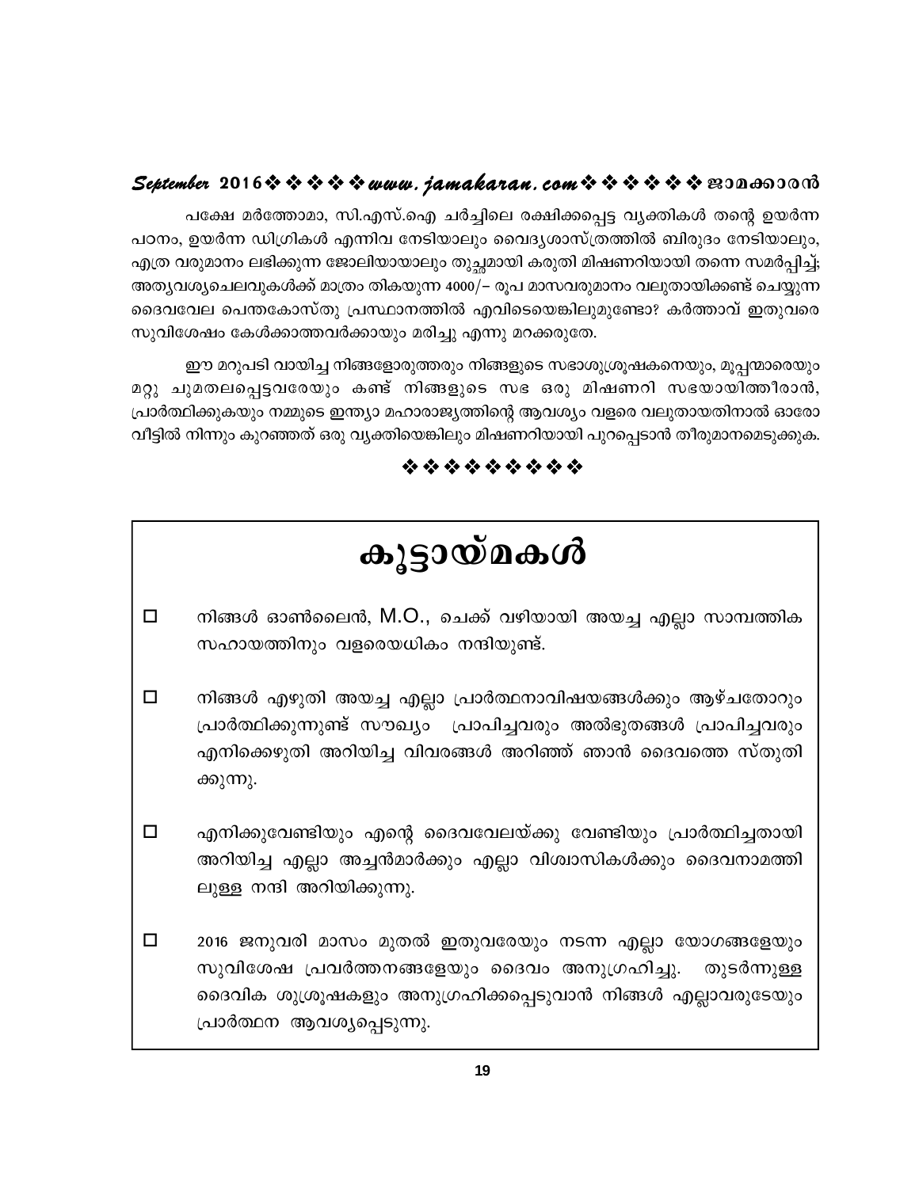പക്ഷേ മർത്തോമാ, സി.എസ്.ഐ ചർച്ചിലെ രക്ഷിക്കപ്പെട്ട വ്യക്തികൾ തന്റെ ഉയർന്ന പഠനം, ഉയർന്ന ഡിഗ്രികൾ എന്നിവ നേടിയാലും വൈദ്യശാസ്ത്രത്തിൽ ബിരുദം നേടിയാലും, എത്ര വരുമാനം ലഭിക്കുന്ന ജോലിയായാലും തുച്ഛമായി കരുതി മിഷണറിയായി തന്നെ സമർപ്പിച്ച്; അത്യവശ്യചെലവുകൾക്ക് മാത്രം തികയുന്ന 4000/– രൂപ മാസവരുമാനം വലുതായിക്കണ്ട് ചെയ്യുന്ന ദൈവവേല പെന്തകോസ്തു പ്രസ്ഥാനത്തിൽ എവിടെയെങ്കിലുമുണ്ടോ? കർത്താവ് ഇതുവരെ സുവിശേഷം കേൾക്കാത്തവർക്കായും മരിച്ചു എന്നു മറക്കരുതേ.

ഈ മറുപടി വായിച്ച നിങ്ങളോരുത്തരും നിങ്ങളുടെ സഭാശുശ്രൂഷകനെയും, മൂപ്പന്മാരെയും മറ്റു ചുമതലപ്പെട്ടവരേയും കണ്ട് നിങ്ങളുടെ സഭ ഒരു മിഷണറി സഭയായിത്തീരാൻ, പ്രാർത്ഥിക്കുകയും നമ്മുടെ ഇന്ത്യാ മഹാരാജ്യത്തിന്റെ ആവശ്യം വളരെ വലുതായതിനാൽ ഓരോ വീട്ടിൽ നിന്നും കുറഞ്ഞത് ഒരു വ്യക്തിയെങ്കിലും മിഷണറിയായി പുറപ്പെടാൻ തീരുമാനമെടുക്കുക.

❖❖❖❖❖❖❖❖❖

# കൂട്ടായ്മകൾ

- ☐ നിങ്ങൾ ഓൺലൈൻ, M.O., ചെക്ക് വഴിയായി അയച്ച എല്ലാ സാമ്പത്തിക സഹായത്തിനും വളരെയധികം നന്ദിയുണ്ട്.

- ☐ നിങ്ങൾ എഴുതി അയച്ച എല്ലാ പ്രാർത്ഥനാവിഷയങ്ങൾക്കും ആഴ്ചതോറും പ്രാർത്ഥിക്കുന്നുണ്ട് സൗഖ്യം പ്രാപിച്ചവരും അൽഭുതങ്ങൾ പ്രാപിച്ചവരും എനിക്കെഴുതി അറിയിച്ച വിവരങ്ങൾ അറിഞ്ഞ് ഞാൻ ദൈവത്തെ സ്തുതിക്കുന്നു.

- ☐ എനിക്കുവേണ്ടിയും എന്റെ ദൈവവേലയ്ക്കു വേണ്ടിയും പ്രാർത്ഥിച്ചതായി അറിയിച്ച എല്ലാ അച്ചൻമാർക്കും എല്ലാ വിശ്വാസികൾക്കും ദൈവനാമത്തിലുള്ള നന്ദി അറിയിക്കുന്നു.

- ☐ 2016 ജനുവരി മാസം മുതൽ ഇതുവരേയും നടന്ന എല്ലാ യോഗങ്ങളേയും സുവിശേഷ പ്രവർത്തനങ്ങളേയും ദൈവം അനുഗ്രഹിച്ചു. തുടർന്നുള്ള ദൈവിക ശുശ്രൂഷകളും അനുഗ്രഹിക്കപ്പെടുവാൻ നിങ്ങൾ എല്ലാവരുടേയും പ്രാർത്ഥന ആവശ്യപ്പെടുന്നു.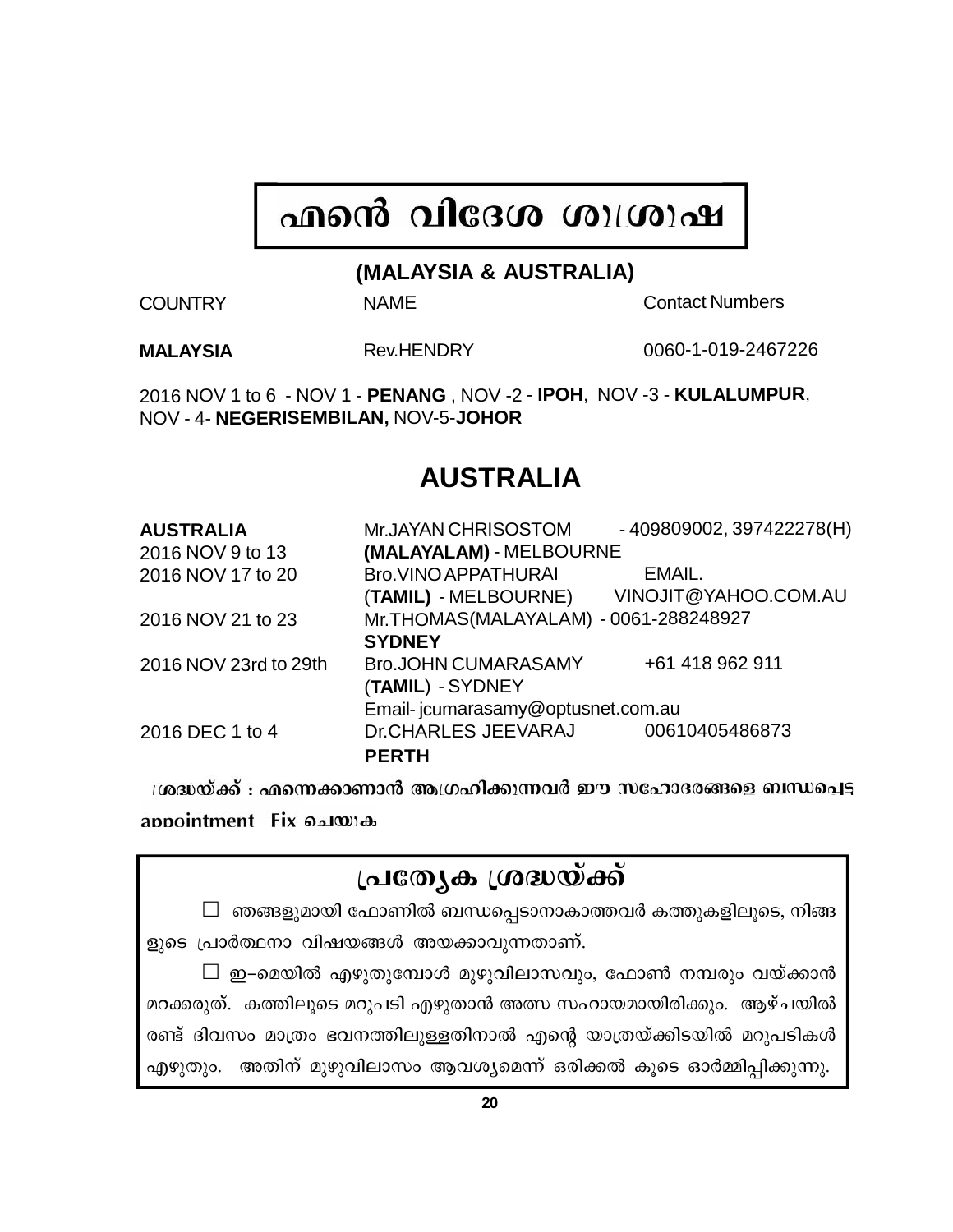# എൻ്റെ വിദേശ ശുശ്രൂഷ

**(MALAYSIA & AUSTRALIA)**

| COUNTRY | NAME | Contact Numbers |
|---|---|---|
| **MALAYSIA** | Rev.HENDRY | 0060-1-019-2467226 |

2016 NOV 1 to 6 - NOV 1 - **PENANG** , NOV -2 - **IPOH**, NOV -3 - **KULALUMPUR**, NOV - 4- **NEGERISEMBILAN,** NOV-5-**JOHOR**

## AUSTRALIA

| | | |
|---|---|---|
| **AUSTRALIA** | Mr.JAYAN CHRISOSTOM | - 409809002, 397422278(H) |
| 2016 NOV 9 to 13 | **(MALAYALAM)** - MELBOURNE | |
| 2016 NOV 17 to 20 | Bro.VINO APPATHURAI (**TAMIL**) - MELBOURNE) | EMAIL. VINOJIT@YAHOO.COM.AU |
| 2016 NOV 21 to 23 | Mr.THOMAS(MALAYALAM) - 0061-288248927 **SYDNEY** | |
| 2016 NOV 23rd to 29th | Bro.JOHN CUMARASAMY (**TAMIL**) - SYDNEY Email- jcumarasamy@optusnet.com.au | +61 418 962 911 |
| 2016 DEC 1 to 4 | Dr.CHARLES JEEVARAJ **PERTH** | 00610405486873 |

**ശ്രദ്ധയ്ക്ക് : എന്നെക്കാണാൻ ആഗ്രഹിക്കുന്നവർ ഈ സഹോദരങ്ങളെ ബന്ധപ്പെട്ട appointment Fix ചെയ്യുക**

## പ്രത്യേക ശ്രദ്ധയ്ക്ക്

☐ ഞങ്ങളുമായി ഫോണിൽ ബന്ധപ്പെടാനാകാത്തവർ കത്തുകളിലൂടെ, നിങ്ങളുടെ പ്രാർത്ഥനാ വിഷയങ്ങൾ അയക്കാവുന്നതാണ്.

☐ ഇ–മെയിൽ എഴുതുമ്പോൾ മുഴുവിലാസവും, ഫോൺ നമ്പരും വയ്ക്കാൻ മറക്കരുത്. കത്തിലൂടെ മറുപടി എഴുതാൻ അത് സഹായമായിരിക്കും. ആഴ്ചയിൽ രണ്ട് ദിവസം മാത്രം ഭവനത്തിലുള്ളതിനാൽ എൻ്റെ യാത്രയ്ക്കിടയിൽ മറുപടികൾ എഴുതും. അതിന് മുഴുവിലാസം ആവശ്യമെന്ന് ഒരിക്കൽ കൂടെ ഓർമ്മിപ്പിക്കുന്നു.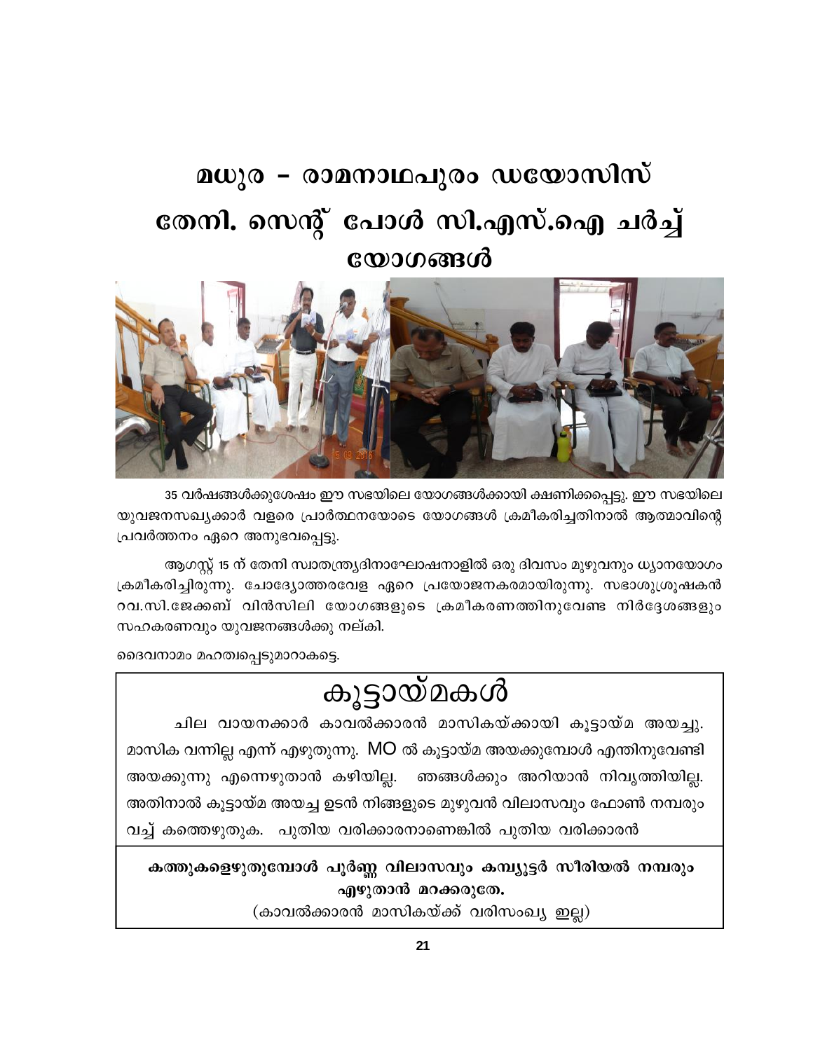# മധുര - രാമനാഥപുരം ഡയോസിസ് തേനി. സെന്റ് പോൾ സി.എസ്.ഐ ചർച്ച് യോഗങ്ങൾ

35 വർഷങ്ങൾക്കുശേഷം ഈ സഭയിലെ യോഗങ്ങൾക്കായി ക്ഷണിക്കപ്പെട്ടു. ഈ സഭയിലെ യുവജനസഖ്യക്കാർ വളരെ പ്രാർത്ഥനയോടെ യോഗങ്ങൾ ക്രമീകരിച്ചതിനാൽ ആത്മാവിന്റെ പ്രവർത്തനം ഏറെ അനുഭവപ്പെട്ടു.

ആഗസ്റ്റ് 15 ന് തേനി സ്വാതന്ത്ര്യദിനാഘോഷനാളിൽ ഒരു ദിവസം മുഴുവനും ധ്യാനയോഗം ക്രമീകരിച്ചിരുന്നു. ചോദ്യോത്തരവേള ഏറെ പ്രയോജനകരമായിരുന്നു. സഭാശുശ്രൂഷകൻ റവ.സി.ജേക്കബ് വിൻസിലി യോഗങ്ങളുടെ ക്രമീകരണത്തിനുവേണ്ട നിർദ്ദേശങ്ങളും സഹകരണവും യുവജനങ്ങൾക്കു നല്കി.

ദൈവനാമം മഹത്വപ്പെടുമാറാകട്ടെ.

## കൂട്ടായ്മകൾ

ചില വായനക്കാർ കാവൽക്കാരൻ മാസികയ്ക്കായി കൂട്ടായ്മ അയച്ചു. മാസിക വന്നില്ല എന്ന് എഴുതുന്നു. MO ൽ കൂട്ടായ്മ അയക്കുമ്പോൾ എന്തിനുവേണ്ടി അയക്കുന്നു എന്നെഴുതാൻ കഴിയില്ല. ഞങ്ങൾക്കും അറിയാൻ നിവൃത്തിയില്ല. അതിനാൽ കൂട്ടായ്മ അയച്ച ഉടൻ നിങ്ങളുടെ മുഴുവൻ വിലാസവും ഫോൺ നമ്പരും വച്ച് കത്തെഴുതുക. പുതിയ വരിക്കാരനാണെങ്കിൽ പുതിയ വരിക്കാരൻ

**കത്തുകളെഴുതുമ്പോൾ പൂർണ്ണ വിലാസവും കമ്പ്യൂട്ടർ സീരിയൽ നമ്പരും എഴുതാൻ മറക്കരുതേ.**

(കാവൽക്കാരൻ മാസികയ്ക്ക് വരിസംഖ്യ ഇല്ല)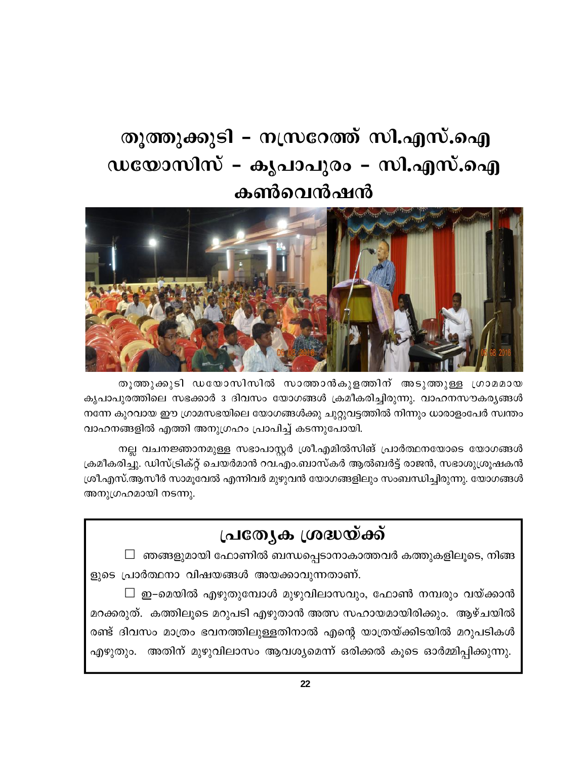# തൂത്തുക്കുടി - നസ്രേത്ത് സി.എസ്.ഐ ഡയോസിസ് - കൃപാപുരം - സി.എസ്.ഐ കൺവെൻഷൻ

തൂത്തുക്കുടി ഡയോസിസിൽ സാത്താൻകുളത്തിന് അടുത്തുള്ള ഗ്രാമമായ കൃപാപുരത്തിലെ സഭക്കാർ 3 ദിവസം യോഗങ്ങൾ ക്രമീകരിച്ചിരുന്നു. വാഹനസൗകര്യങ്ങൾ നന്നേ കുറവായ ഈ ഗ്രാമസഭയിലെ യോഗങ്ങൾക്കു ചുറ്റുവട്ടത്തിൽ നിന്നും ധാരാളംപേർ സ്വന്തം വാഹനങ്ങളിൽ എത്തി അനുഗ്രഹം പ്രാപിച്ച് കടന്നുപോയി.

നല്ല വചനജ്ഞാനമുള്ള സഭാപാസ്റ്റർ ശ്രീ.എമിൽസിങ് പ്രാർത്ഥനയോടെ യോഗങ്ങൾ ക്രമീകരിച്ചു. ഡിസ്ട്രിക്റ്റ് ചെയർമാൻ റവ.എം.ബാസ്കർ ആൽബർട്ട് രാജൻ, സഭാശുശ്രൂഷകൻ ശ്രീ.എസ്.ആസീർ സാമുവേൽ എന്നിവർ മുഴുവൻ യോഗങ്ങളിലും സംബന്ധിച്ചിരുന്നു. യോഗങ്ങൾ അനുഗ്രഹമായി നടന്നു.

## പ്രത്യേക ശ്രദ്ധയ്ക്ക്

☐ ഞങ്ങളുമായി ഫോണിൽ ബന്ധപ്പെടാനാകാത്തവർ കത്തുകളിലൂടെ, നിങ്ങളുടെ പ്രാർത്ഥനാ വിഷയങ്ങൾ അയക്കാവുന്നതാണ്.

☐ ഇ-മെയിൽ എഴുതുമ്പോൾ മുഴുവിലാസവും, ഫോൺ നമ്പരും വയ്ക്കാൻ മറക്കരുത്. കത്തിലൂടെ മറുപടി എഴുതാൻ അത സഹായമായിരിക്കും. ആഴ്ചയിൽ രണ്ട് ദിവസം മാത്രം ഭവനത്തിലുള്ളതിനാൽ എന്റെ യാത്രയ്ക്കിടയിൽ മറുപടികൾ എഴുതും. അതിന് മുഴുവിലാസം ആവശ്യമെന്ന് ഒരിക്കൽ കൂടെ ഓർമ്മിപ്പിക്കുന്നു.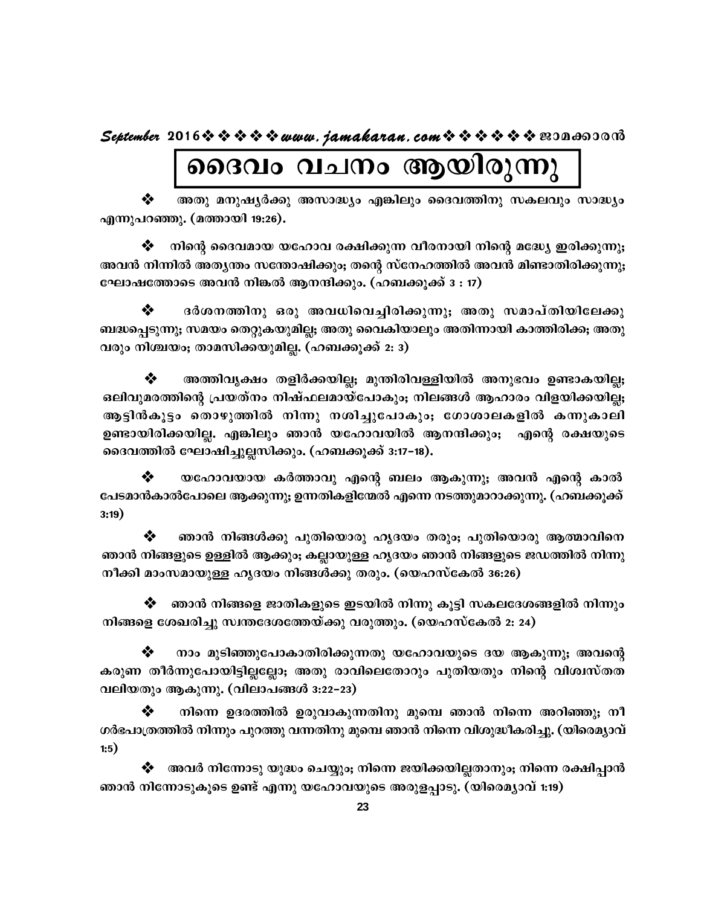# ദൈവം വചനം ആയിരുന്നു

❖ അതു മനുഷ്യർക്കു അസാദ്ധ്യം എങ്കിലും ദൈവത്തിനു സകലവും സാദ്ധ്യം എന്നുപറഞ്ഞു. (മത്തായി 19:26).

❖ നിന്റെ ദൈവമായ യഹോവ രക്ഷിക്കുന്ന വീരനായി നിന്റെ മദ്ധ്യേ ഇരിക്കുന്നു; അവൻ നിന്നിൽ അത്യന്തം സന്തോഷിക്കും; തന്റെ സ്നേഹത്തിൽ അവൻ മിണ്ടാതിരിക്കുന്നു; ഘോഷത്തോടെ അവൻ നിങ്കൽ ആനന്ദിക്കും. (ഹബക്കൂക്ക് 3 : 17)

❖ ദർശനത്തിനു ഒരു അവധിവെച്ചിരിക്കുന്നു; അതു സമാപ്തിയിലേക്കു ബദ്ധപ്പെടുന്നു; സമയം തെറ്റുകയുമില്ല; അതു വൈകിയാലും അതിന്നായി കാത്തിരിക്ക; അതു വരും നിശ്ചയം; താമസിക്കയുമില്ല. (ഹബക്കൂക്ക് 2: 3)

❖ അത്തിവൃക്ഷം തളിർക്കയില്ല; മുന്തിരിവള്ളിയിൽ അനുഭവം ഉണ്ടാകയില്ല; ഒലിവുമരത്തിന്റെ പ്രയത്നം നിഷ്ഫലമായ്പോകും; നിലങ്ങൾ ആഹാരം വിളയിക്കയില്ല; ആട്ടിൻകൂട്ടം തൊഴുത്തിൽ നിന്നു നശിച്ചുപോകും; ഗോശാലകളിൽ കന്നുകാലി ഉണ്ടായിരിക്കയില്ല. എങ്കിലും ഞാൻ യഹോവയിൽ ആനന്ദിക്കും; എന്റെ രക്ഷയുടെ ദൈവത്തിൽ ഘോഷിച്ചുല്ലസിക്കും. (ഹബക്കൂക്ക് 3:17-18).

❖ യഹോവയായ കർത്താവു എന്റെ ബലം ആകുന്നു; അവൻ എന്റെ കാൽ പേടമാൻകാൽപോലെ ആക്കുന്നു; ഉന്നതികളിന്മേൽ എന്നെ നടത്തുമാറാക്കുന്നു. (ഹബക്കൂക്ക് 3:19)

❖ ഞാൻ നിങ്ങൾക്കു പുതിയൊരു ഹൃദയം തരും; പുതിയൊരു ആത്മാവിനെ ഞാൻ നിങ്ങളുടെ ഉള്ളിൽ ആക്കും; കല്ലായുള്ള ഹൃദയം ഞാൻ നിങ്ങളുടെ ജഡത്തിൽ നിന്നു നീക്കി മാംസമായുള്ള ഹൃദയം നിങ്ങൾക്കു തരും. (യെഹസ്കേൽ 36:26)

❖ ഞാൻ നിങ്ങളെ ജാതികളുടെ ഇടയിൽ നിന്നു കൂട്ടി സകലദേശങ്ങളിൽ നിന്നും നിങ്ങളെ ശേഖരിച്ചു സ്വന്തദേശത്തേയ്ക്കു വരുത്തും. (യെഹസ്കേൽ 2: 24)

❖ നാം മുടിഞ്ഞുപോകാതിരിക്കുന്നതു യഹോവയുടെ ദയ ആകുന്നു; അവന്റെ കരുണ തീർന്നുപോയിട്ടില്ലല്ലോ; അതു രാവിലെതോറും പുതിയതും നിന്റെ വിശ്വസ്തത വലിയതും ആകുന്നു. (വിലാപങ്ങൾ 3:22-23)

❖ നിന്നെ ഉദരത്തിൽ ഉരുവാകുന്നതിനു മുമ്പെ ഞാൻ നിന്നെ അറിഞ്ഞു; നീ ഗർഭപാത്രത്തിൽ നിന്നും പുറത്തു വന്നതിനു മുമ്പെ ഞാൻ നിന്നെ വിശുദ്ധീകരിച്ചു. (യിരെമ്യാവ് 1:5)

❖ അവർ നിന്നോടു യുദ്ധം ചെയ്യും; നിന്നെ ജയിക്കയില്ലതാനും; നിന്നെ രക്ഷിപ്പാൻ ഞാൻ നിന്നോടുകൂടെ ഉണ്ട് എന്നു യഹോവയുടെ അരുളപ്പാടു. (യിരെമ്യാവ് 1:19)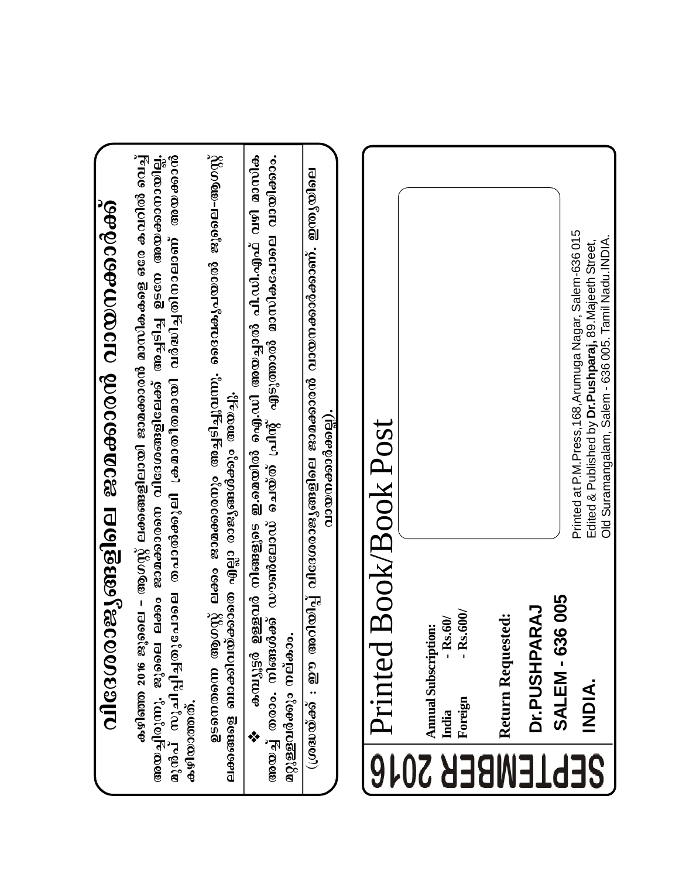# വിദേശരാജ്യങ്ങളിലെ ജാമക്കാരൻ വായനക്കാർക്ക്

കഴിഞ്ഞ 2016 ജൂലൈ – ആഗസ്റ്റ് ലക്കങ്ങളിലായി ജാമക്കാരൻ മാസികകളെ ഒരേ കവറിൽ വെച്ച് അയച്ചിരുന്നു. ജൂലൈ ലക്കം ജാമക്കാരനെ വിദേശങ്ങളിലേക്ക് അച്ചടിച്ച ഉടനേ അയക്കാനായില്ല. മുൻപ് സൂചിപ്പിച്ചതുപോലെ തപാൽക്കൂലി ക്രമാതീതമായി വർദ്ധിച്ചതിനാലാണ് അയക്കാൻ കഴിയാഞ്ഞത്.

ഉടനെതന്നെ ആഗസ്റ്റ് ലക്കം ജാമക്കാരനും അച്ചടിച്ചുവന്നു. ദൈവകൃപയാൽ ജൂലൈ-ആഗസ്റ്റ് ലക്കങ്ങളെ ബാക്കിവയ്ക്കാതെ എല്ലാ രാജ്യങ്ങൾക്കും അയച്ചു.

❖ കമ്പ്യൂട്ടർ ഉള്ളവർ നിങ്ങളുടെ ഇ.മെയിൽ ഐ.ഡി അയച്ചാൽ പി.ഡി.എഫ് വഴി മാസിക അയച്ച് തരാം. നിങ്ങൾക്ക് ഡൗൺലോഡ് ചെയ്ത് പ്രിന്റ് എടുത്താൽ മാസികപോലെ വായിക്കാം. മറ്റുള്ളവർക്കും നല്കാം.

(ശ്രദ്ധയ്ക്ക് : ഈ അറിയിപ്പ് വിദേശരാജ്യങ്ങളിലെ ജാമക്കാരൻ വായനക്കാർക്കാണ്. ഇന്ത്യയിലെ വായനക്കാർക്കല്ല).

---

**SEPTEMBER 2016**

# Printed Book/Book Post

**Annual Subscription:**
**India - Rs.60/**
**Foreign - Rs.600/**

**Return Requested:**

**Dr.PUSHPARAJ**
**SALEM - 636 005**
**INDIA.**

Printed at P.M.Press,168,Arumuga Nagar, Salem-636 015
Edited & Published by **Dr.Pushparaj,** 89.Majeeth Street,
Old Suramangalam, Salem - 636 005. Tamil Nadu.INDIA.